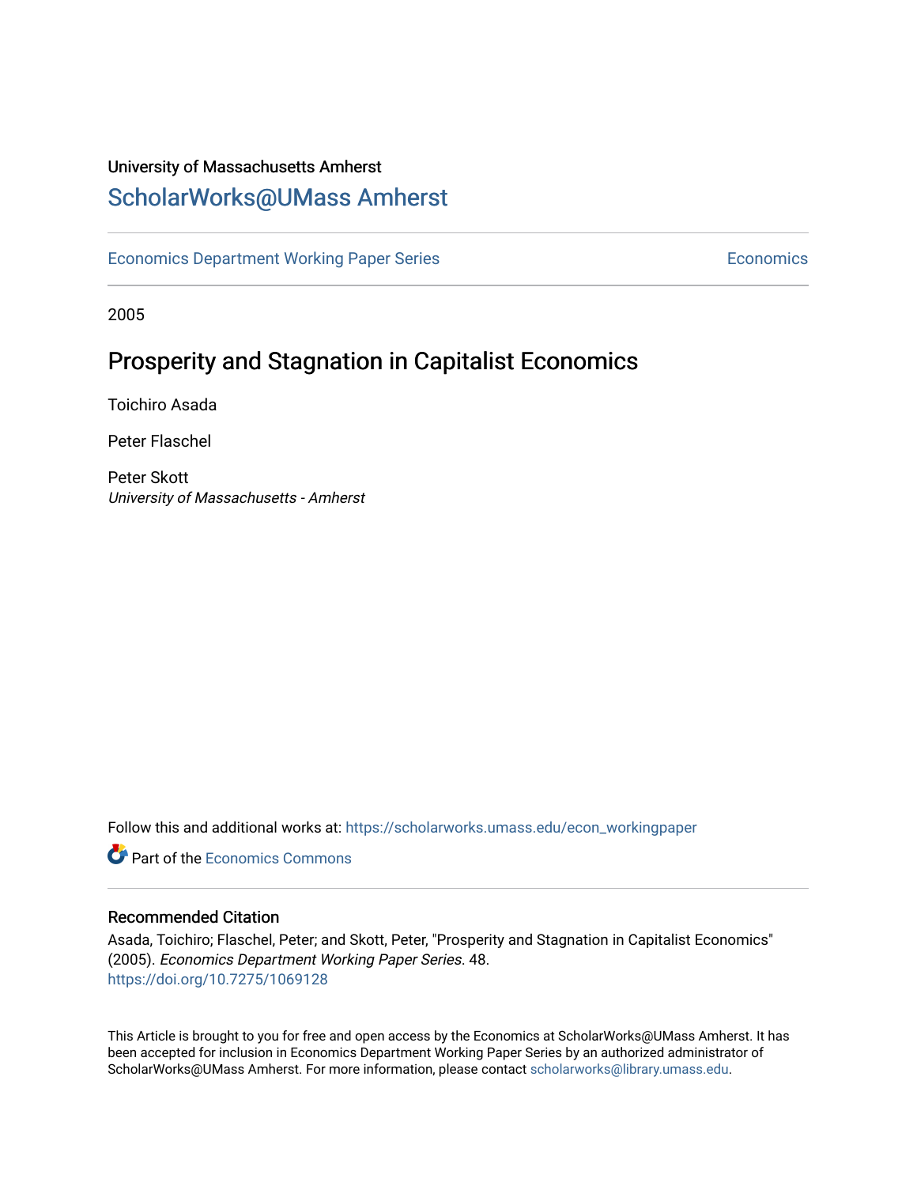University of Massachusetts Amherst

## ScholarWorks@UMass Amherst

Economics Department Working Paper Series | Economics

2005

# Prosperity and Stagnation in Capitalist Economics

Toichiro Asada

Peter Flaschel

Peter Skott
*University of Massachusetts - Amherst*

Follow this and additional works at: https://scholarworks.umass.edu/econ_workingpaper

Part of the Economics Commons

### Recommended Citation

Asada, Toichiro; Flaschel, Peter; and Skott, Peter, "Prosperity and Stagnation in Capitalist Economics" (2005). *Economics Department Working Paper Series*. 48.
https://doi.org/10.7275/1069128

This Article is brought to you for free and open access by the Economics at ScholarWorks@UMass Amherst. It has been accepted for inclusion in Economics Department Working Paper Series by an authorized administrator of ScholarWorks@UMass Amherst. For more information, please contact scholarworks@library.umass.edu.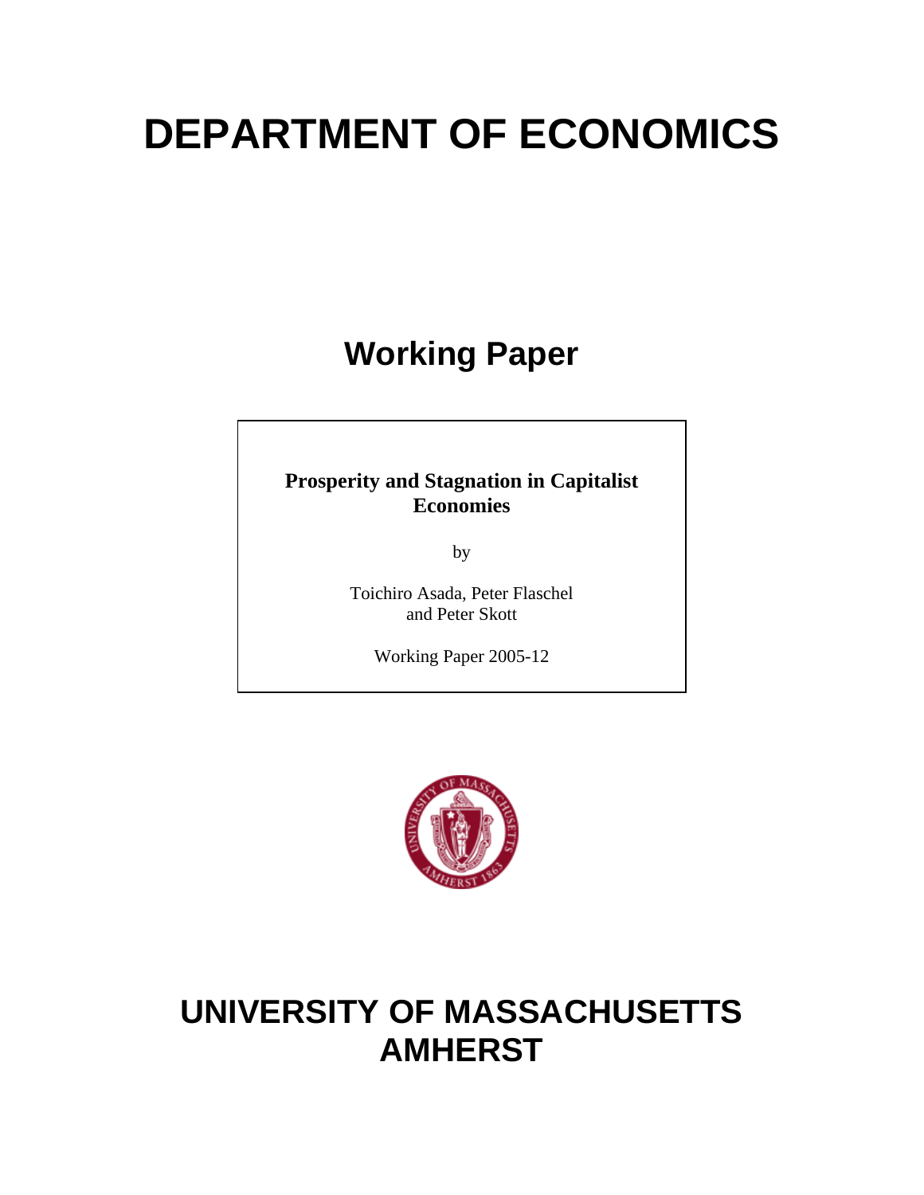# DEPARTMENT OF ECONOMICS

## Working Paper

**Prosperity and Stagnation in Capitalist Economies**

by

Toichiro Asada, Peter Flaschel and Peter Skott

Working Paper 2005-12

# UNIVERSITY OF MASSACHUSETTS AMHERST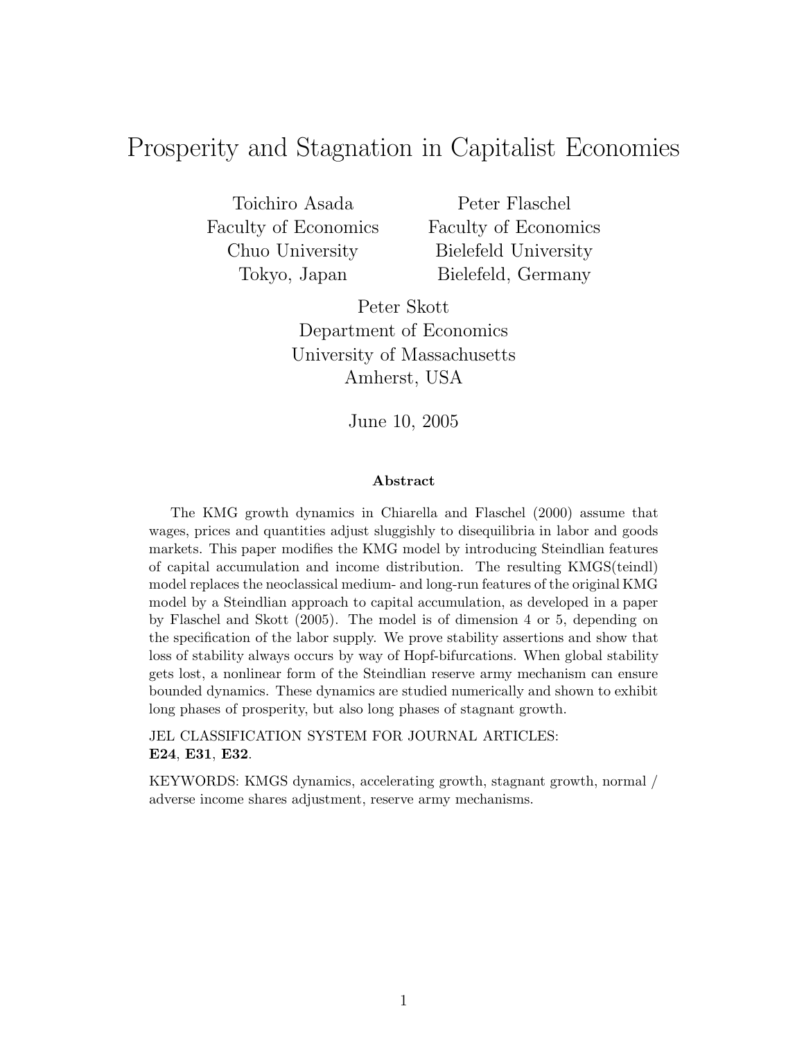# Prosperity and Stagnation in Capitalist Economies

Toichiro Asada
Faculty of Economics
Chuo University
Tokyo, Japan

Peter Flaschel
Faculty of Economics
Bielefeld University
Bielefeld, Germany

Peter Skott
Department of Economics
University of Massachusetts
Amherst, USA

June 10, 2005

**Abstract**

The KMG growth dynamics in Chiarella and Flaschel (2000) assume that wages, prices and quantities adjust sluggishly to disequilibria in labor and goods markets. This paper modifies the KMG model by introducing Steindlian features of capital accumulation and income distribution. The resulting KMGS(teindl) model replaces the neoclassical medium- and long-run features of the original KMG model by a Steindlian approach to capital accumulation, as developed in a paper by Flaschel and Skott (2005). The model is of dimension 4 or 5, depending on the specification of the labor supply. We prove stability assertions and show that loss of stability always occurs by way of Hopf-bifurcations. When global stability gets lost, a nonlinear form of the Steindlian reserve army mechanism can ensure bounded dynamics. These dynamics are studied numerically and shown to exhibit long phases of prosperity, but also long phases of stagnant growth.

JEL CLASSIFICATION SYSTEM FOR JOURNAL ARTICLES:
**E24**, **E31**, **E32**.

KEYWORDS: KMGS dynamics, accelerating growth, stagnant growth, normal / adverse income shares adjustment, reserve army mechanisms.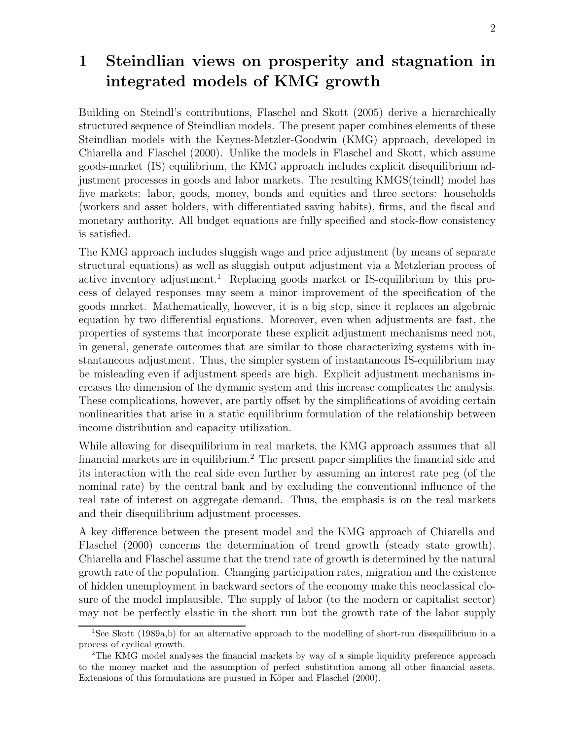# 1 Steindlian views on prosperity and stagnation in integrated models of KMG growth

Building on Steindl's contributions, Flaschel and Skott (2005) derive a hierarchically structured sequence of Steindlian models. The present paper combines elements of these Steindlian models with the Keynes-Metzler-Goodwin (KMG) approach, developed in Chiarella and Flaschel (2000). Unlike the models in Flaschel and Skott, which assume goods-market (IS) equilibrium, the KMG approach includes explicit disequilibrium adjustment processes in goods and labor markets. The resulting KMGS(teindl) model has five markets: labor, goods, money, bonds and equities and three sectors: households (workers and asset holders, with differentiated saving habits), firms, and the fiscal and monetary authority. All budget equations are fully specified and stock-flow consistency is satisfied.

The KMG approach includes sluggish wage and price adjustment (by means of separate structural equations) as well as sluggish output adjustment via a Metzlerian process of active inventory adjustment.[1] Replacing goods market or IS-equilibrium by this process of delayed responses may seem a minor improvement of the specification of the goods market. Mathematically, however, it is a big step, since it replaces an algebraic equation by two differential equations. Moreover, even when adjustments are fast, the properties of systems that incorporate these explicit adjustment mechanisms need not, in general, generate outcomes that are similar to those characterizing systems with instantaneous adjustment. Thus, the simpler system of instantaneous IS-equilibrium may be misleading even if adjustment speeds are high. Explicit adjustment mechanisms increases the dimension of the dynamic system and this increase complicates the analysis. These complications, however, are partly offset by the simplifications of avoiding certain nonlinearities that arise in a static equilibrium formulation of the relationship between income distribution and capacity utilization.

While allowing for disequilibrium in real markets, the KMG approach assumes that all financial markets are in equilibrium.[2] The present paper simplifies the financial side and its interaction with the real side even further by assuming an interest rate peg (of the nominal rate) by the central bank and by excluding the conventional influence of the real rate of interest on aggregate demand. Thus, the emphasis is on the real markets and their disequilibrium adjustment processes.

A key difference between the present model and the KMG approach of Chiarella and Flaschel (2000) concerns the determination of trend growth (steady state growth). Chiarella and Flaschel assume that the trend rate of growth is determined by the natural growth rate of the population. Changing participation rates, migration and the existence of hidden unemployment in backward sectors of the economy make this neoclassical closure of the model implausible. The supply of labor (to the modern or capitalist sector) may not be perfectly elastic in the short run but the growth rate of the labor supply

[1] See Skott (1989a,b) for an alternative approach to the modelling of short-run disequilibrium in a process of cyclical growth.

[2] The KMG model analyses the financial markets by way of a simple liquidity preference approach to the money market and the assumption of perfect substitution among all other financial assets. Extensions of this formulations are pursued in Köper and Flaschel (2000).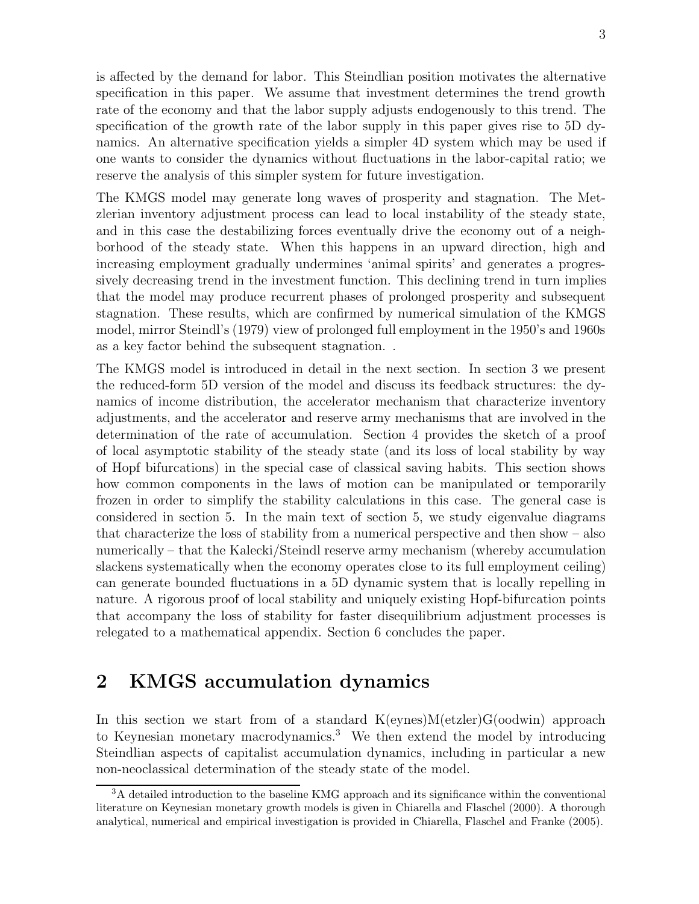is affected by the demand for labor. This Steindlian position motivates the alternative specification in this paper. We assume that investment determines the trend growth rate of the economy and that the labor supply adjusts endogenously to this trend. The specification of the growth rate of the labor supply in this paper gives rise to 5D dynamics. An alternative specification yields a simpler 4D system which may be used if one wants to consider the dynamics without fluctuations in the labor-capital ratio; we reserve the analysis of this simpler system for future investigation.

The KMGS model may generate long waves of prosperity and stagnation. The Metzlerian inventory adjustment process can lead to local instability of the steady state, and in this case the destabilizing forces eventually drive the economy out of a neighborhood of the steady state. When this happens in an upward direction, high and increasing employment gradually undermines 'animal spirits' and generates a progressively decreasing trend in the investment function. This declining trend in turn implies that the model may produce recurrent phases of prolonged prosperity and subsequent stagnation. These results, which are confirmed by numerical simulation of the KMGS model, mirror Steindl's (1979) view of prolonged full employment in the 1950's and 1960s as a key factor behind the subsequent stagnation. .

The KMGS model is introduced in detail in the next section. In section 3 we present the reduced-form 5D version of the model and discuss its feedback structures: the dynamics of income distribution, the accelerator mechanism that characterize inventory adjustments, and the accelerator and reserve army mechanisms that are involved in the determination of the rate of accumulation. Section 4 provides the sketch of a proof of local asymptotic stability of the steady state (and its loss of local stability by way of Hopf bifurcations) in the special case of classical saving habits. This section shows how common components in the laws of motion can be manipulated or temporarily frozen in order to simplify the stability calculations in this case. The general case is considered in section 5. In the main text of section 5, we study eigenvalue diagrams that characterize the loss of stability from a numerical perspective and then show – also numerically – that the Kalecki/Steindl reserve army mechanism (whereby accumulation slackens systematically when the economy operates close to its full employment ceiling) can generate bounded fluctuations in a 5D dynamic system that is locally repelling in nature. A rigorous proof of local stability and uniquely existing Hopf-bifurcation points that accompany the loss of stability for faster disequilibrium adjustment processes is relegated to a mathematical appendix. Section 6 concludes the paper.

## 2 KMGS accumulation dynamics

In this section we start from of a standard K(eynes)M(etzler)G(oodwin) approach to Keynesian monetary macrodynamics.[3] We then extend the model by introducing Steindlian aspects of capitalist accumulation dynamics, including in particular a new non-neoclassical determination of the steady state of the model.

[3] A detailed introduction to the baseline KMG approach and its significance within the conventional literature on Keynesian monetary growth models is given in Chiarella and Flaschel (2000). A thorough analytical, numerical and empirical investigation is provided in Chiarella, Flaschel and Franke (2005).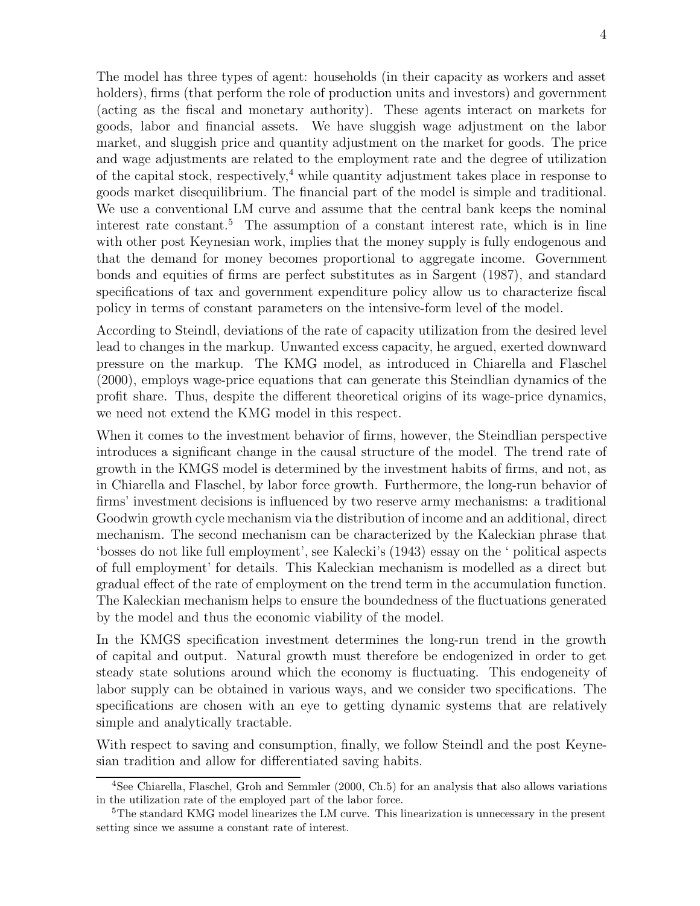The model has three types of agent: households (in their capacity as workers and asset holders), firms (that perform the role of production units and investors) and government (acting as the fiscal and monetary authority). These agents interact on markets for goods, labor and financial assets. We have sluggish wage adjustment on the labor market, and sluggish price and quantity adjustment on the market for goods. The price and wage adjustments are related to the employment rate and the degree of utilization of the capital stock, respectively,[4] while quantity adjustment takes place in response to goods market disequilibrium. The financial part of the model is simple and traditional. We use a conventional LM curve and assume that the central bank keeps the nominal interest rate constant.[5] The assumption of a constant interest rate, which is in line with other post Keynesian work, implies that the money supply is fully endogenous and that the demand for money becomes proportional to aggregate income. Government bonds and equities of firms are perfect substitutes as in Sargent (1987), and standard specifications of tax and government expenditure policy allow us to characterize fiscal policy in terms of constant parameters on the intensive-form level of the model.

According to Steindl, deviations of the rate of capacity utilization from the desired level lead to changes in the markup. Unwanted excess capacity, he argued, exerted downward pressure on the markup. The KMG model, as introduced in Chiarella and Flaschel (2000), employs wage-price equations that can generate this Steindlian dynamics of the profit share. Thus, despite the different theoretical origins of its wage-price dynamics, we need not extend the KMG model in this respect.

When it comes to the investment behavior of firms, however, the Steindlian perspective introduces a significant change in the causal structure of the model. The trend rate of growth in the KMGS model is determined by the investment habits of firms, and not, as in Chiarella and Flaschel, by labor force growth. Furthermore, the long-run behavior of firms' investment decisions is influenced by two reserve army mechanisms: a traditional Goodwin growth cycle mechanism via the distribution of income and an additional, direct mechanism. The second mechanism can be characterized by the Kaleckian phrase that 'bosses do not like full employment', see Kalecki's (1943) essay on the ' political aspects of full employment' for details. This Kaleckian mechanism is modelled as a direct but gradual effect of the rate of employment on the trend term in the accumulation function. The Kaleckian mechanism helps to ensure the boundedness of the fluctuations generated by the model and thus the economic viability of the model.

In the KMGS specification investment determines the long-run trend in the growth of capital and output. Natural growth must therefore be endogenized in order to get steady state solutions around which the economy is fluctuating. This endogeneity of labor supply can be obtained in various ways, and we consider two specifications. The specifications are chosen with an eye to getting dynamic systems that are relatively simple and analytically tractable.

With respect to saving and consumption, finally, we follow Steindl and the post Keynesian tradition and allow for differentiated saving habits.

[4] See Chiarella, Flaschel, Groh and Semmler (2000, Ch.5) for an analysis that also allows variations in the utilization rate of the employed part of the labor force.

[5] The standard KMG model linearizes the LM curve. This linearization is unnecessary in the present setting since we assume a constant rate of interest.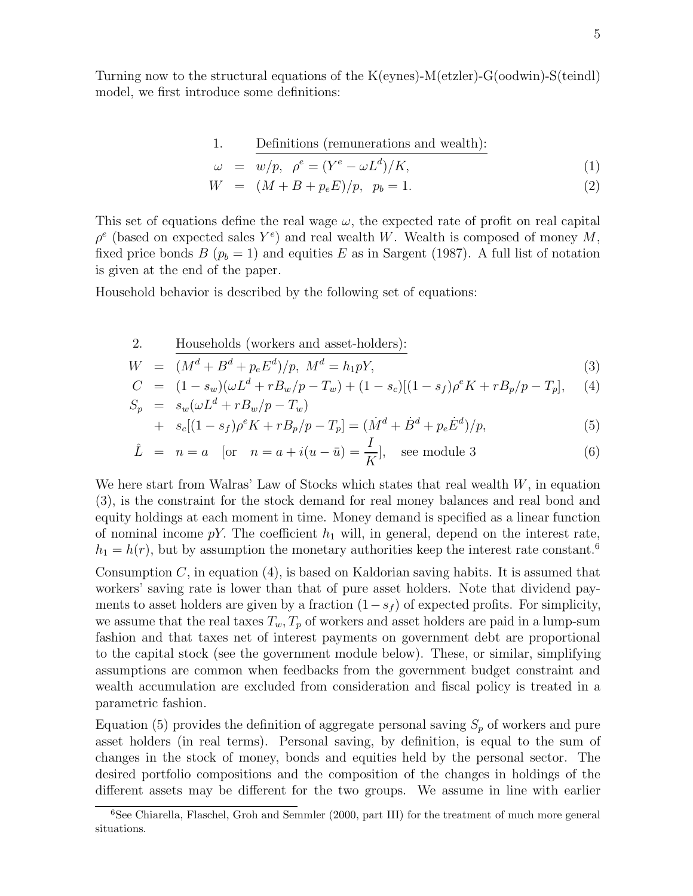Turning now to the structural equations of the K(eynes)-M(etzler)-G(oodwin)-S(teindl) model, we first introduce some definitions:

1. Definitions (remunerations and wealth):

$$\omega = w/p, \quad \rho^e = (Y^e - \omega L^d)/K, \tag{1}$$

$$W = (M + B + p_e E)/p, \quad p_b = 1. \tag{2}$$

This set of equations define the real wage $\omega$, the expected rate of profit on real capital $\rho^e$ (based on expected sales $Y^e$) and real wealth $W$. Wealth is composed of money $M$, fixed price bonds $B$ ($p_b = 1$) and equities $E$ as in Sargent (1987). A full list of notation is given at the end of the paper.

Household behavior is described by the following set of equations:

2. Households (workers and asset-holders):

$$W = (M^d + B^d + p_e E^d)/p, \; M^d = h_1 pY, \tag{3}$$

$$C = (1 - s_w)(\omega L^d + rB_w/p - T_w) + (1 - s_c)[(1 - s_f)\rho^e K + rB_p/p - T_p], \tag{4}$$

$$\begin{aligned} S_p &= s_w(\omega L^d + rB_w/p - T_w) \\ &+ s_c[(1 - s_f)\rho^e K + rB_p/p - T_p] = (\dot{M}^d + \dot{B}^d + p_e \dot{E}^d)/p, \end{aligned} \tag{5}$$

$$\hat{L} = n = a \quad [\text{or} \quad n = a + i(u - \bar{u}) = \frac{I}{K}], \quad \text{see module 3} \tag{6}$$

We here start from Walras' Law of Stocks which states that real wealth $W$, in equation (3), is the constraint for the stock demand for real money balances and real bond and equity holdings at each moment in time. Money demand is specified as a linear function of nominal income $pY$. The coefficient $h_1$ will, in general, depend on the interest rate, $h_1 = h(r)$, but by assumption the monetary authorities keep the interest rate constant.[6]

Consumption $C$, in equation (4), is based on Kaldorian saving habits. It is assumed that workers' saving rate is lower than that of pure asset holders. Note that dividend payments to asset holders are given by a fraction $(1 - s_f)$ of expected profits. For simplicity, we assume that the real taxes $T_w, T_p$ of workers and asset holders are paid in a lump-sum fashion and that taxes net of interest payments on government debt are proportional to the capital stock (see the government module below). These, or similar, simplifying assumptions are common when feedbacks from the government budget constraint and wealth accumulation are excluded from consideration and fiscal policy is treated in a parametric fashion.

Equation (5) provides the definition of aggregate personal saving $S_p$ of workers and pure asset holders (in real terms). Personal saving, by definition, is equal to the sum of changes in the stock of money, bonds and equities held by the personal sector. The desired portfolio compositions and the composition of the changes in holdings of the different assets may be different for the two groups. We assume in line with earlier

[6] See Chiarella, Flaschel, Groh and Semmler (2000, part III) for the treatment of much more general situations.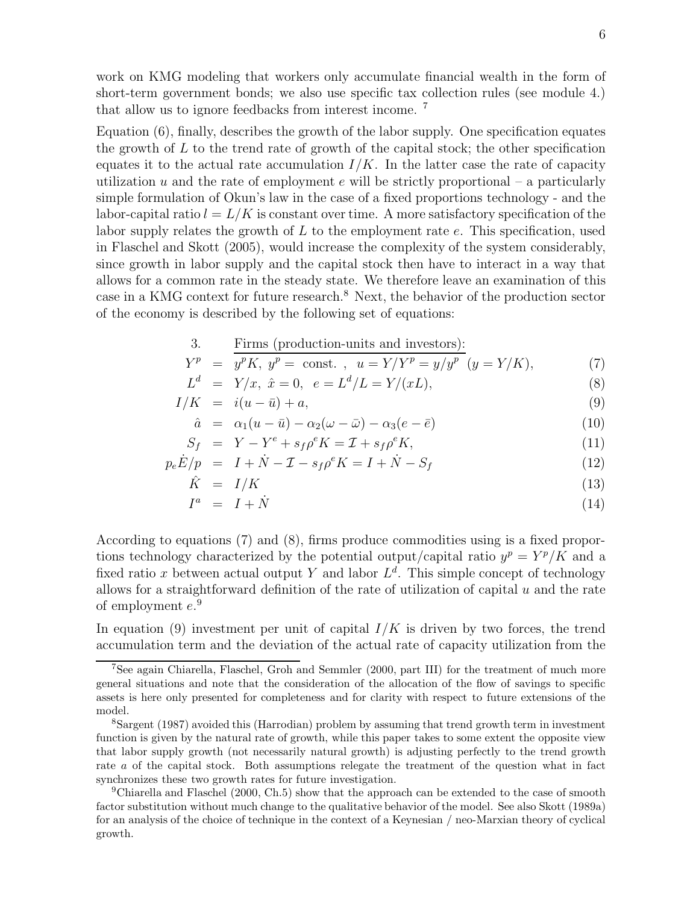work on KMG modeling that workers only accumulate financial wealth in the form of short-term government bonds; we also use specific tax collection rules (see module 4.) that allow us to ignore feedbacks from interest income. [7]

Equation (6), finally, describes the growth of the labor supply. One specification equates the growth of $L$ to the trend rate of growth of the capital stock; the other specification equates it to the actual rate accumulation $I/K$. In the latter case the rate of capacity utilization $u$ and the rate of employment $e$ will be strictly proportional – a particularly simple formulation of Okun's law in the case of a fixed proportions technology - and the labor-capital ratio $l = L/K$ is constant over time. A more satisfactory specification of the labor supply relates the growth of $L$ to the employment rate $e$. This specification, used in Flaschel and Skott (2005), would increase the complexity of the system considerably, since growth in labor supply and the capital stock then have to interact in a way that allows for a common rate in the steady state. We therefore leave an examination of this case in a KMG context for future research.[8] Next, the behavior of the production sector of the economy is described by the following set of equations:

3. Firms (production-units and investors):

$$Y^p = y^p K, \; y^p = \text{ const. }, \;\; u = Y/Y^p = y/y^p \;\; (y = Y/K), \tag{7}$$

$$L^d = Y/x, \; \hat{x} = 0, \;\; e = L^d/L = Y/(xL), \tag{8}$$

$$I/K = i(u - \bar{u}) + a, \tag{9}$$

$$\hat{a} = \alpha_1(u - \bar{u}) - \alpha_2(\omega - \bar{\omega}) - \alpha_3(e - \bar{e}) \tag{10}$$

$$S_f = Y - Y^e + s_f \rho^e K = \mathcal{I} + s_f \rho^e K, \tag{11}$$

$$p_e \dot{E}/p = I + \dot{N} - \mathcal{I} - s_f \rho^e K = I + \dot{N} - S_f \tag{12}$$

$$\hat{K} = I/K \tag{13}$$

$$I^a = I + \dot{N} \tag{14}$$

According to equations (7) and (8), firms produce commodities using is a fixed proportions technology characterized by the potential output/capital ratio $y^p = Y^p/K$ and a fixed ratio $x$ between actual output $Y$ and labor $L^d$. This simple concept of technology allows for a straightforward definition of the rate of utilization of capital $u$ and the rate of employment $e$.[9]

In equation (9) investment per unit of capital $I/K$ is driven by two forces, the trend accumulation term and the deviation of the actual rate of capacity utilization from the

---

[7] See again Chiarella, Flaschel, Groh and Semmler (2000, part III) for the treatment of much more general situations and note that the consideration of the allocation of the flow of savings to specific assets is here only presented for completeness and for clarity with respect to future extensions of the model.

[8] Sargent (1987) avoided this (Harrodian) problem by assuming that trend growth term in investment function is given by the natural rate of growth, while this paper takes to some extent the opposite view that labor supply growth (not necessarily natural growth) is adjusting perfectly to the trend growth rate $a$ of the capital stock. Both assumptions relegate the treatment of the question what in fact synchronizes these two growth rates for future investigation.

[9] Chiarella and Flaschel (2000, Ch.5) show that the approach can be extended to the case of smooth factor substitution without much change to the qualitative behavior of the model. See also Skott (1989a) for an analysis of the choice of technique in the context of a Keynesian / neo-Marxian theory of cyclical growth.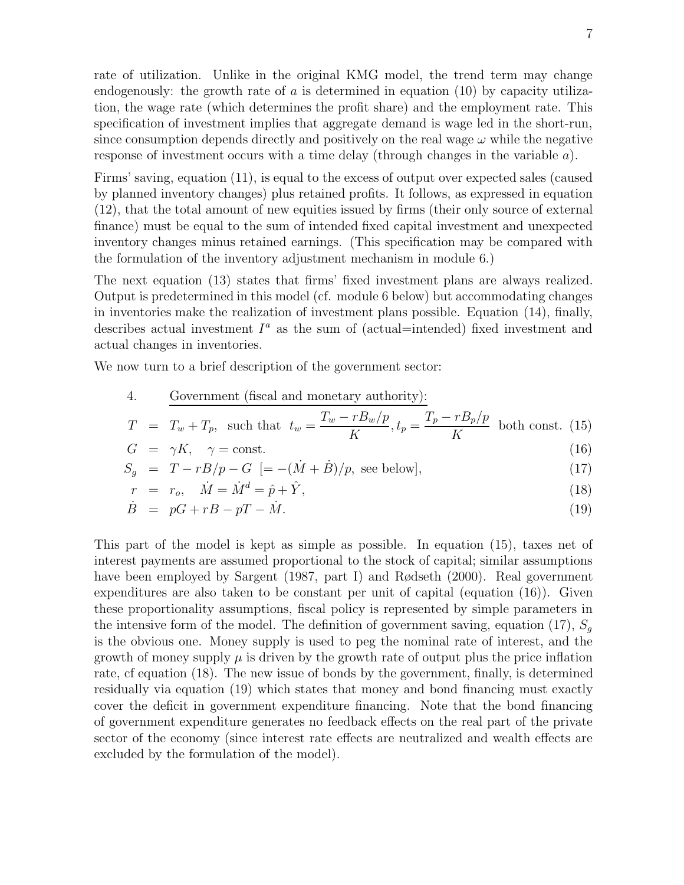rate of utilization. Unlike in the original KMG model, the trend term may change endogenously: the growth rate of $a$ is determined in equation (10) by capacity utilization, the wage rate (which determines the profit share) and the employment rate. This specification of investment implies that aggregate demand is wage led in the short-run, since consumption depends directly and positively on the real wage $\omega$ while the negative response of investment occurs with a time delay (through changes in the variable $a$).

Firms' saving, equation (11), is equal to the excess of output over expected sales (caused by planned inventory changes) plus retained profits. It follows, as expressed in equation (12), that the total amount of new equities issued by firms (their only source of external finance) must be equal to the sum of intended fixed capital investment and unexpected inventory changes minus retained earnings. (This specification may be compared with the formulation of the inventory adjustment mechanism in module 6.)

The next equation (13) states that firms' fixed investment plans are always realized. Output is predetermined in this model (cf. module 6 below) but accommodating changes in inventories make the realization of investment plans possible. Equation (14), finally, describes actual investment $I^a$ as the sum of (actual=intended) fixed investment and actual changes in inventories.

We now turn to a brief description of the government sector:

4. Government (fiscal and monetary authority):

$$T = T_w + T_p, \text{ such that } t_w = \frac{T_w - rB_w/p}{K}, t_p = \frac{T_p - rB_p/p}{K} \text{ both const.} \quad (15)$$

$$G = \gamma K, \quad \gamma = \text{const.} \quad (16)$$

$$S_g = T - rB/p - G \ [= -(\dot{M} + \dot{B})/p, \text{ see below}], \quad (17)$$

$$r = r_o, \quad \dot{M} = \dot{M}^d = \hat{p} + \hat{Y}, \quad (18)$$

$$\dot{B} = pG + rB - pT - \dot{M}. \quad (19)$$

This part of the model is kept as simple as possible. In equation (15), taxes net of interest payments are assumed proportional to the stock of capital; similar assumptions have been employed by Sargent (1987, part I) and Rødseth (2000). Real government expenditures are also taken to be constant per unit of capital (equation (16)). Given these proportionality assumptions, fiscal policy is represented by simple parameters in the intensive form of the model. The definition of government saving, equation (17), $S_g$ is the obvious one. Money supply is used to peg the nominal rate of interest, and the growth of money supply $\mu$ is driven by the growth rate of output plus the price inflation rate, cf equation (18). The new issue of bonds by the government, finally, is determined residually via equation (19) which states that money and bond financing must exactly cover the deficit in government expenditure financing. Note that the bond financing of government expenditure generates no feedback effects on the real part of the private sector of the economy (since interest rate effects are neutralized and wealth effects are excluded by the formulation of the model).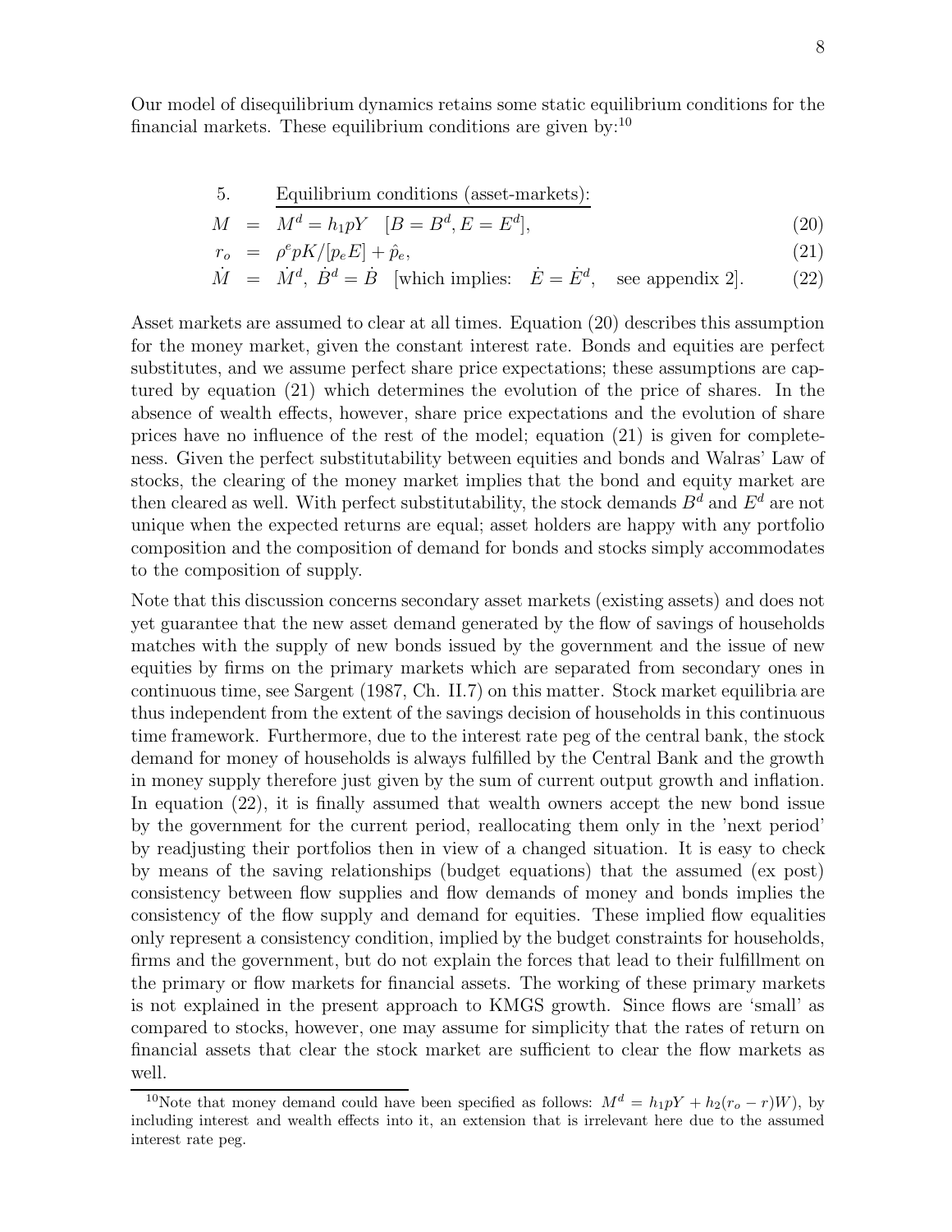Our model of disequilibrium dynamics retains some static equilibrium conditions for the financial markets. These equilibrium conditions are given by:[10]

5. Equilibrium conditions (asset-markets):

$$M = M^d = h_1 pY \quad [B = B^d, E = E^d], \tag{20}$$

$$r_o = \rho^e pK/[p_e E] + \hat{p}_e, \tag{21}$$

$$\dot{M} = \dot{M}^d, \; \dot{B}^d = \dot{B} \quad [\text{which implies:} \quad \dot{E} = \dot{E}^d, \quad \text{see appendix 2}]. \tag{22}$$

Asset markets are assumed to clear at all times. Equation (20) describes this assumption for the money market, given the constant interest rate. Bonds and equities are perfect substitutes, and we assume perfect share price expectations; these assumptions are captured by equation (21) which determines the evolution of the price of shares. In the absence of wealth effects, however, share price expectations and the evolution of share prices have no influence of the rest of the model; equation (21) is given for completeness. Given the perfect substitutability between equities and bonds and Walras' Law of stocks, the clearing of the money market implies that the bond and equity market are then cleared as well. With perfect substitutability, the stock demands $B^d$ and $E^d$ are not unique when the expected returns are equal; asset holders are happy with any portfolio composition and the composition of demand for bonds and stocks simply accommodates to the composition of supply.

Note that this discussion concerns secondary asset markets (existing assets) and does not yet guarantee that the new asset demand generated by the flow of savings of households matches with the supply of new bonds issued by the government and the issue of new equities by firms on the primary markets which are separated from secondary ones in continuous time, see Sargent (1987, Ch. II.7) on this matter. Stock market equilibria are thus independent from the extent of the savings decision of households in this continuous time framework. Furthermore, due to the interest rate peg of the central bank, the stock demand for money of households is always fulfilled by the Central Bank and the growth in money supply therefore just given by the sum of current output growth and inflation. In equation (22), it is finally assumed that wealth owners accept the new bond issue by the government for the current period, reallocating them only in the 'next period' by readjusting their portfolios then in view of a changed situation. It is easy to check by means of the saving relationships (budget equations) that the assumed (ex post) consistency between flow supplies and flow demands of money and bonds implies the consistency of the flow supply and demand for equities. These implied flow equalities only represent a consistency condition, implied by the budget constraints for households, firms and the government, but do not explain the forces that lead to their fulfillment on the primary or flow markets for financial assets. The working of these primary markets is not explained in the present approach to KMGS growth. Since flows are 'small' as compared to stocks, however, one may assume for simplicity that the rates of return on financial assets that clear the stock market are sufficient to clear the flow markets as well.

[10]Note that money demand could have been specified as follows: $M^d = h_1 pY + h_2(r_o - r)W$), by including interest and wealth effects into it, an extension that is irrelevant here due to the assumed interest rate peg.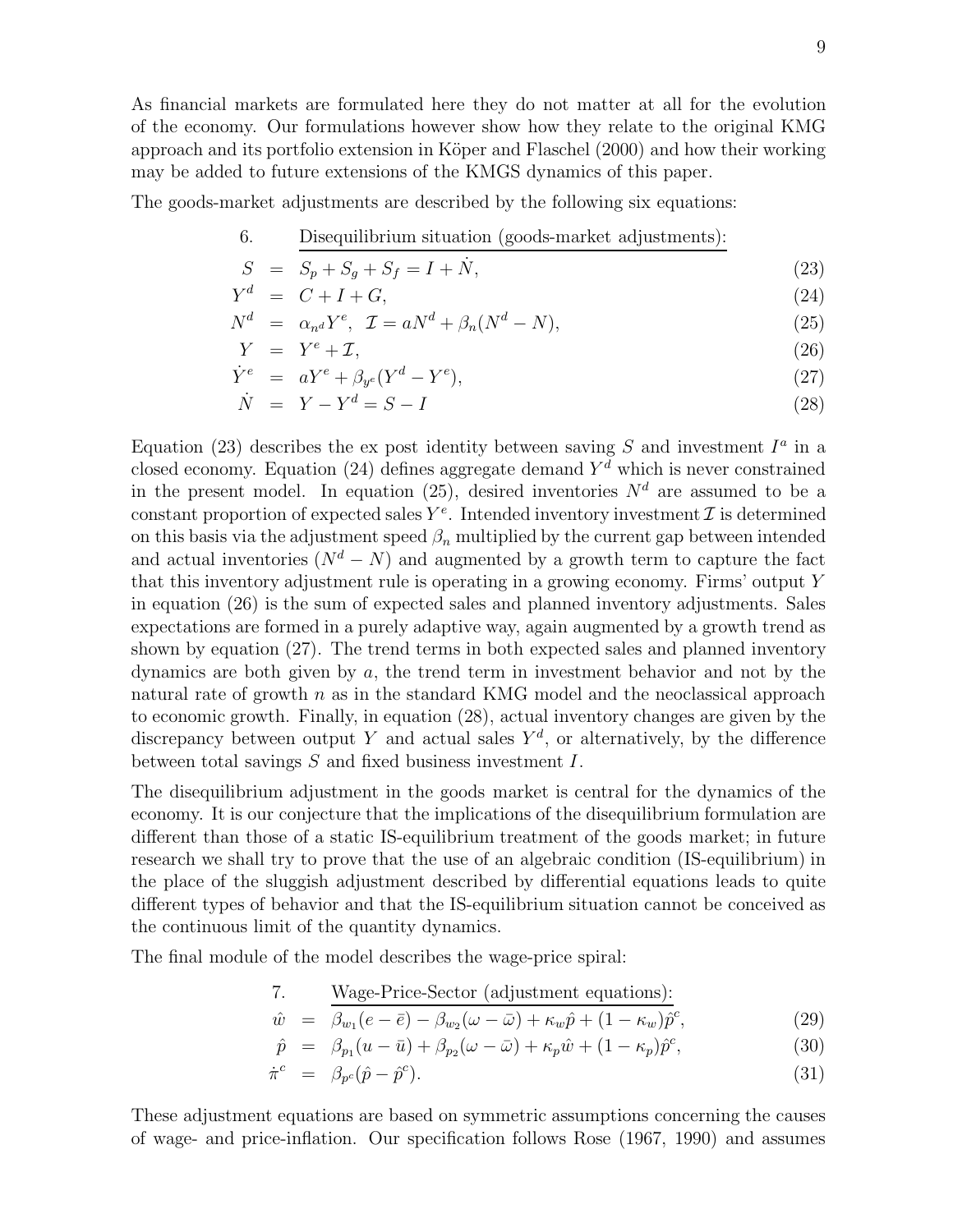As financial markets are formulated here they do not matter at all for the evolution of the economy. Our formulations however show how they relate to the original KMG approach and its portfolio extension in Köper and Flaschel (2000) and how their working may be added to future extensions of the KMGS dynamics of this paper.

The goods-market adjustments are described by the following six equations:

6. Disequilibrium situation (goods-market adjustments):

$$S = S_p + S_g + S_f = I + \dot{N}, \tag{23}$$

$$Y^d = C + I + G, \tag{24}$$

$$N^d = \alpha_{n^d} Y^e, \;\; \mathcal{I} = aN^d + \beta_n (N^d - N), \tag{25}$$

$$Y = Y^e + \mathcal{I}, \tag{26}$$

$$\dot{Y}^e = aY^e + \beta_{y^e}(Y^d - Y^e), \tag{27}$$

$$\dot{N} = Y - Y^d = S - I \tag{28}$$

Equation (23) describes the ex post identity between saving $S$ and investment $I^a$ in a closed economy. Equation (24) defines aggregate demand $Y^d$ which is never constrained in the present model. In equation (25), desired inventories $N^d$ are assumed to be a constant proportion of expected sales $Y^e$. Intended inventory investment $\mathcal{I}$ is determined on this basis via the adjustment speed $\beta_n$ multiplied by the current gap between intended and actual inventories $(N^d - N)$ and augmented by a growth term to capture the fact that this inventory adjustment rule is operating in a growing economy. Firms' output $Y$ in equation (26) is the sum of expected sales and planned inventory adjustments. Sales expectations are formed in a purely adaptive way, again augmented by a growth trend as shown by equation (27). The trend terms in both expected sales and planned inventory dynamics are both given by $a$, the trend term in investment behavior and not by the natural rate of growth $n$ as in the standard KMG model and the neoclassical approach to economic growth. Finally, in equation (28), actual inventory changes are given by the discrepancy between output $Y$ and actual sales $Y^d$, or alternatively, by the difference between total savings $S$ and fixed business investment $I$.

The disequilibrium adjustment in the goods market is central for the dynamics of the economy. It is our conjecture that the implications of the disequilibrium formulation are different than those of a static IS-equilibrium treatment of the goods market; in future research we shall try to prove that the use of an algebraic condition (IS-equilibrium) in the place of the sluggish adjustment described by differential equations leads to quite different types of behavior and that the IS-equilibrium situation cannot be conceived as the continuous limit of the quantity dynamics.

The final module of the model describes the wage-price spiral:

7. Wage-Price-Sector (adjustment equations):

$$\hat{w} = \beta_{w_1}(e - \bar{e}) - \beta_{w_2}(\omega - \bar{\omega}) + \kappa_w \hat{p} + (1 - \kappa_w)\hat{p}^c, \tag{29}$$

$$\hat{p} = \beta_{p_1}(u - \bar{u}) + \beta_{p_2}(\omega - \bar{\omega}) + \kappa_p \hat{w} + (1 - \kappa_p)\hat{p}^c, \tag{30}$$

$$\dot{\pi}^c = \beta_{p^c}(\hat{p} - \hat{p}^c). \tag{31}$$

These adjustment equations are based on symmetric assumptions concerning the causes of wage- and price-inflation. Our specification follows Rose (1967, 1990) and assumes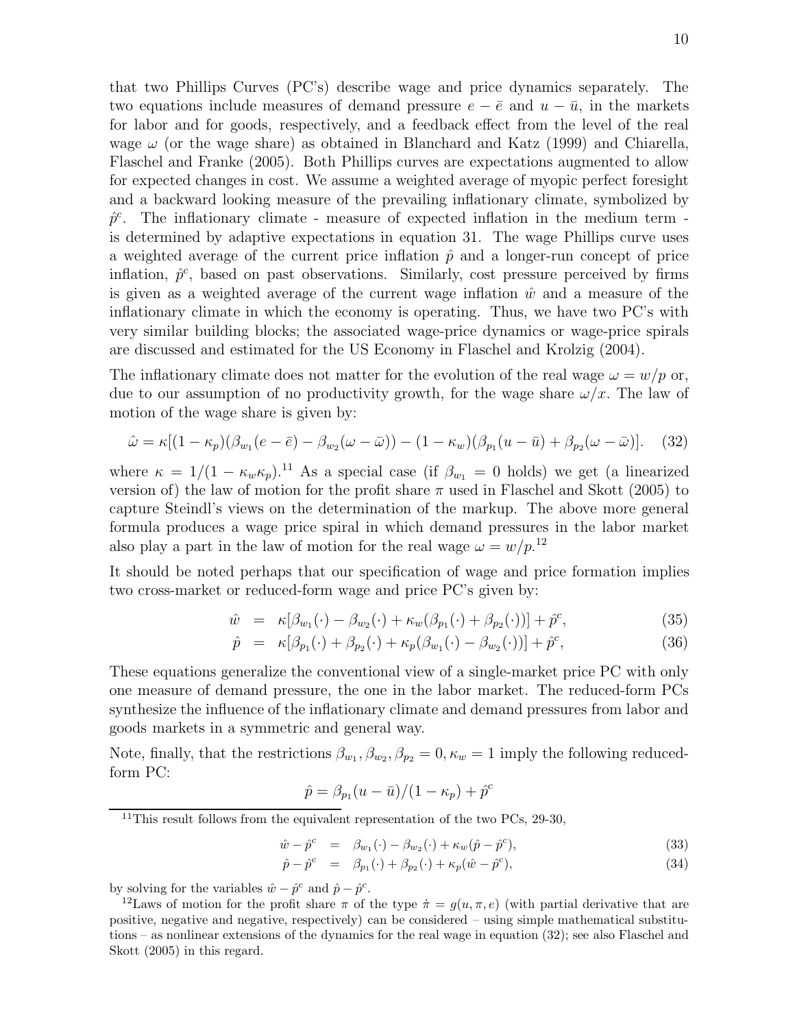that two Phillips Curves (PC's) describe wage and price dynamics separately. The two equations include measures of demand pressure $e - \bar{e}$ and $u - \bar{u}$, in the markets for labor and for goods, respectively, and a feedback effect from the level of the real wage $\omega$ (or the wage share) as obtained in Blanchard and Katz (1999) and Chiarella, Flaschel and Franke (2005). Both Phillips curves are expectations augmented to allow for expected changes in cost. We assume a weighted average of myopic perfect foresight and a backward looking measure of the prevailing inflationary climate, symbolized by $\hat{p}^c$. The inflationary climate - measure of expected inflation in the medium term - is determined by adaptive expectations in equation 31. The wage Phillips curve uses a weighted average of the current price inflation $\hat{p}$ and a longer-run concept of price inflation, $\hat{p}^c$, based on past observations. Similarly, cost pressure perceived by firms is given as a weighted average of the current wage inflation $\hat{w}$ and a measure of the inflationary climate in which the economy is operating. Thus, we have two PC's with very similar building blocks; the associated wage-price dynamics or wage-price spirals are discussed and estimated for the US Economy in Flaschel and Krolzig (2004).

The inflationary climate does not matter for the evolution of the real wage $\omega = w/p$ or, due to our assumption of no productivity growth, for the wage share $\omega/x$. The law of motion of the wage share is given by:

$$\hat{\omega} = \kappa[(1-\kappa_p)(\beta_{w_1}(e-\bar{e}) - \beta_{w_2}(\omega - \bar{\omega})) - (1-\kappa_w)(\beta_{p_1}(u-\bar{u}) + \beta_{p_2}(\omega - \bar{\omega})]. \quad (32)$$

where $\kappa = 1/(1-\kappa_w\kappa_p)$.[11] As a special case (if $\beta_{w_1} = 0$ holds) we get (a linearized version of) the law of motion for the profit share $\pi$ used in Flaschel and Skott (2005) to capture Steindl's views on the determination of the markup. The above more general formula produces a wage price spiral in which demand pressures in the labor market also play a part in the law of motion for the real wage $\omega = w/p$.[12]

It should be noted perhaps that our specification of wage and price formation implies two cross-market or reduced-form wage and price PC's given by:

$$\hat{w} = \kappa[\beta_{w_1}(\cdot) - \beta_{w_2}(\cdot) + \kappa_w(\beta_{p_1}(\cdot) + \beta_{p_2}(\cdot))] + \hat{p}^c, \quad (35)$$

$$\hat{p} = \kappa[\beta_{p_1}(\cdot) + \beta_{p_2}(\cdot) + \kappa_p(\beta_{w_1}(\cdot) - \beta_{w_2}(\cdot))] + \hat{p}^c, \quad (36)$$

These equations generalize the conventional view of a single-market price PC with only one measure of demand pressure, the one in the labor market. The reduced-form PCs synthesize the influence of the inflationary climate and demand pressures from labor and goods markets in a symmetric and general way.

Note, finally, that the restrictions $\beta_{w_1}, \beta_{w_2}, \beta_{p_2} = 0, \kappa_w = 1$ imply the following reduced-form PC:

$$\hat{p} = \beta_{p_1}(u-\bar{u})/(1-\kappa_p) + \hat{p}^c$$

[11] This result follows from the equivalent representation of the two PCs, 29-30,

$$\hat{w} - \hat{p}^c = \beta_{w_1}(\cdot) - \beta_{w_2}(\cdot) + \kappa_w(\hat{p} - \hat{p}^c), \quad (33)$$

$$\hat{p} - \hat{p}^c = \beta_{p_1}(\cdot) + \beta_{p_2}(\cdot) + \kappa_p(\hat{w} - \hat{p}^c), \quad (34)$$

by solving for the variables $\hat{w} - \hat{p}^c$ and $\hat{p} - \hat{p}^c$.

[12] Laws of motion for the profit share $\pi$ of the type $\dot{\pi} = g(u, \pi, e)$ (with partial derivative that are positive, negative and negative, respectively) can be considered – using simple mathematical substitutions – as nonlinear extensions of the dynamics for the real wage in equation (32); see also Flaschel and Skott (2005) in this regard.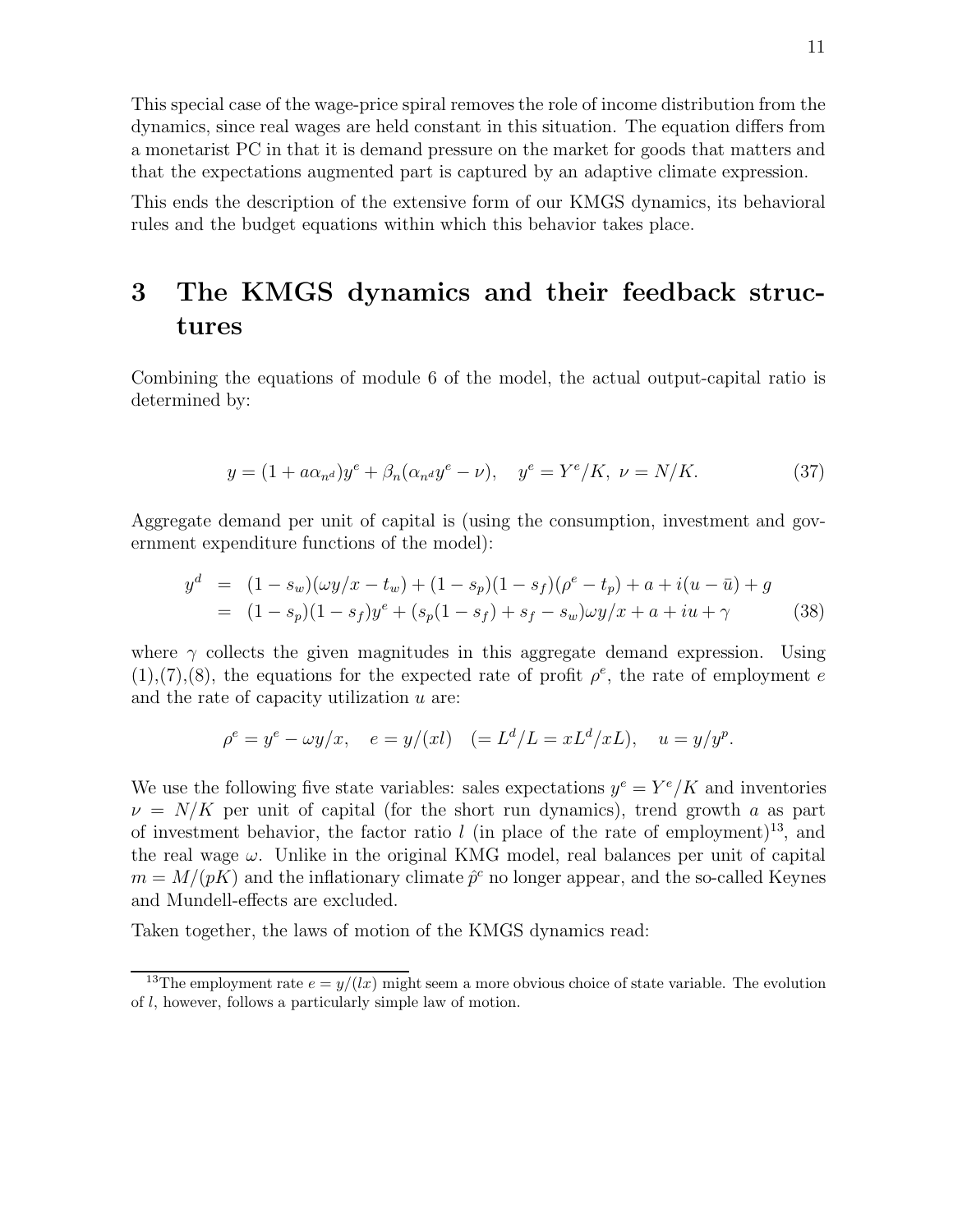This special case of the wage-price spiral removes the role of income distribution from the dynamics, since real wages are held constant in this situation. The equation differs from a monetarist PC in that it is demand pressure on the market for goods that matters and that the expectations augmented part is captured by an adaptive climate expression.

This ends the description of the extensive form of our KMGS dynamics, its behavioral rules and the budget equations within which this behavior takes place.

# 3 The KMGS dynamics and their feedback structures

Combining the equations of module 6 of the model, the actual output-capital ratio is determined by:

$$y = (1 + a\alpha_{n^d})y^e + \beta_n(\alpha_{n^d}y^e - \nu), \quad y^e = Y^e/K, \ \nu = N/K. \tag{37}$$

Aggregate demand per unit of capital is (using the consumption, investment and government expenditure functions of the model):

$$\begin{aligned} y^d &= (1 - s_w)(\omega y/x - t_w) + (1 - s_p)(1 - s_f)(\rho^e - t_p) + a + i(u - \bar{u}) + g \\ &= (1 - s_p)(1 - s_f)y^e + (s_p(1 - s_f) + s_f - s_w)\omega y/x + a + iu + \gamma \end{aligned} \tag{38}$$

where $\gamma$ collects the given magnitudes in this aggregate demand expression. Using (1),(7),(8), the equations for the expected rate of profit $\rho^e$, the rate of employment $e$ and the rate of capacity utilization $u$ are:

$$\rho^e = y^e - \omega y/x, \quad e = y/(xl) \quad (= L^d/L = xL^d/xL), \quad u = y/y^p.$$

We use the following five state variables: sales expectations $y^e = Y^e/K$ and inventories $\nu = N/K$ per unit of capital (for the short run dynamics), trend growth $a$ as part of investment behavior, the factor ratio $l$ (in place of the rate of employment)[13], and the real wage $\omega$. Unlike in the original KMG model, real balances per unit of capital $m = M/(pK)$ and the inflationary climate $\hat{p}^c$ no longer appear, and the so-called Keynes and Mundell-effects are excluded.

Taken together, the laws of motion of the KMGS dynamics read:

[13] The employment rate $e = y/(lx)$ might seem a more obvious choice of state variable. The evolution of $l$, however, follows a particularly simple law of motion.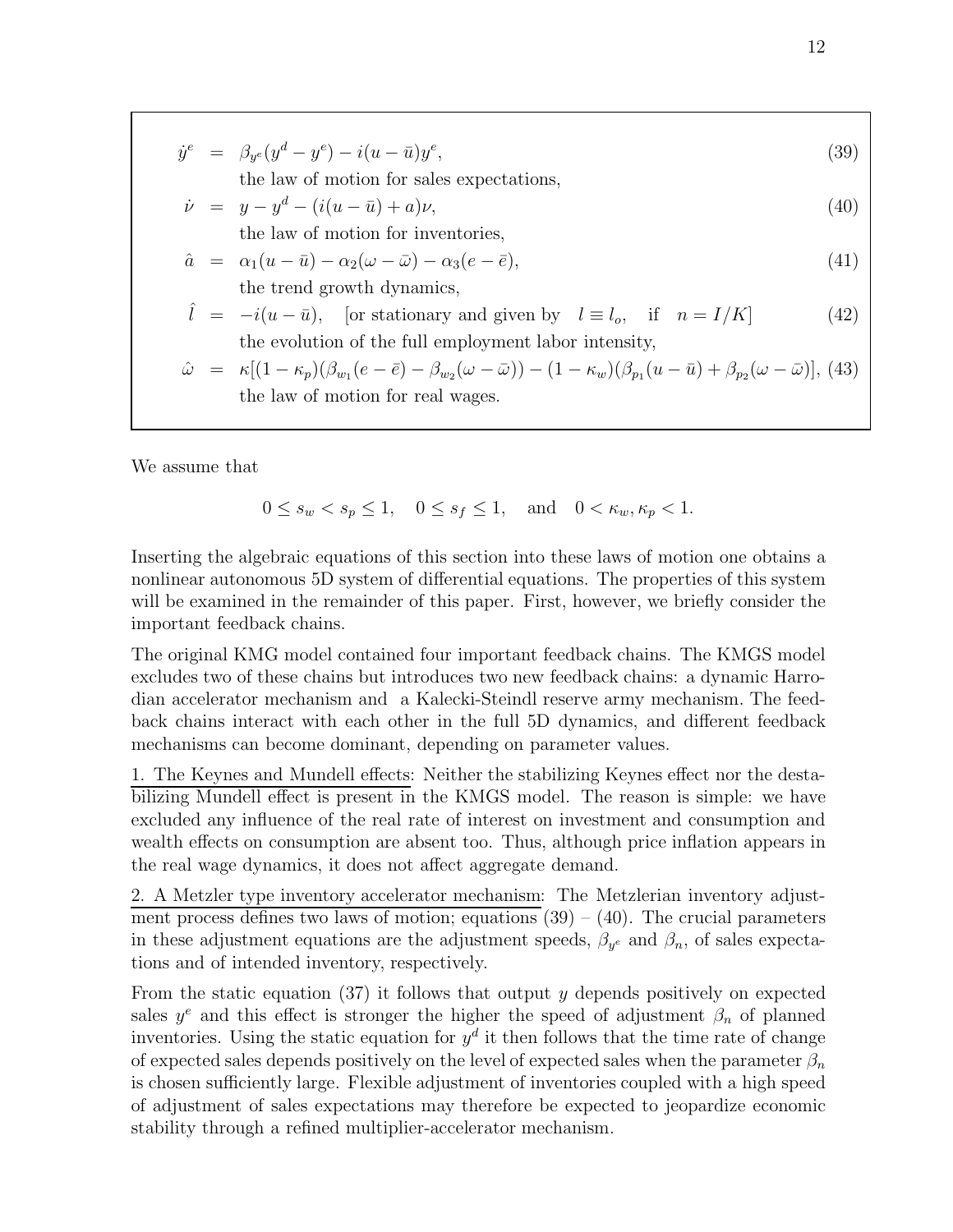$$\dot{y}^e = \beta_{y^e}(y^d - y^e) - i(u - \bar{u})y^e, \tag{39}$$

the law of motion for sales expectations,

$$\dot{\nu} = y - y^d - (i(u - \bar{u}) + a)\nu, \tag{40}$$

the law of motion for inventories,

$$\hat{a} = \alpha_1(u - \bar{u}) - \alpha_2(\omega - \bar{\omega}) - \alpha_3(e - \bar{e}), \tag{41}$$

the trend growth dynamics,

$$\hat{l} = -i(u - \bar{u}), \quad \text{[or stationary and given by} \quad l \equiv l_o, \quad \text{if} \quad n = I/K] \tag{42}$$

the evolution of the full employment labor intensity,

$$\hat{\omega} = \kappa[(1-\kappa_p)(\beta_{w_1}(e - \bar{e}) - \beta_{w_2}(\omega - \bar{\omega})) - (1-\kappa_w)(\beta_{p_1}(u - \bar{u}) + \beta_{p_2}(\omega - \bar{\omega})], \tag{43}$$

the law of motion for real wages.

We assume that

$$0 \leq s_w < s_p \leq 1, \quad 0 \leq s_f \leq 1, \quad \text{and} \quad 0 < \kappa_w, \kappa_p < 1.$$

Inserting the algebraic equations of this section into these laws of motion one obtains a nonlinear autonomous 5D system of differential equations. The properties of this system will be examined in the remainder of this paper. First, however, we briefly consider the important feedback chains.

The original KMG model contained four important feedback chains. The KMGS model excludes two of these chains but introduces two new feedback chains: a dynamic Harrodian accelerator mechanism and a Kalecki-Steindl reserve army mechanism. The feedback chains interact with each other in the full 5D dynamics, and different feedback mechanisms can become dominant, depending on parameter values.

1. The Keynes and Mundell effects: Neither the stabilizing Keynes effect nor the destabilizing Mundell effect is present in the KMGS model. The reason is simple: we have excluded any influence of the real rate of interest on investment and consumption and wealth effects on consumption are absent too. Thus, although price inflation appears in the real wage dynamics, it does not affect aggregate demand.

2. A Metzler type inventory accelerator mechanism: The Metzlerian inventory adjustment process defines two laws of motion; equations (39) – (40). The crucial parameters in these adjustment equations are the adjustment speeds, $\beta_{y^e}$ and $\beta_n$, of sales expectations and of intended inventory, respectively.

From the static equation (37) it follows that output $y$ depends positively on expected sales $y^e$ and this effect is stronger the higher the speed of adjustment $\beta_n$ of planned inventories. Using the static equation for $y^d$ it then follows that the time rate of change of expected sales depends positively on the level of expected sales when the parameter $\beta_n$ is chosen sufficiently large. Flexible adjustment of inventories coupled with a high speed of adjustment of sales expectations may therefore be expected to jeopardize economic stability through a refined multiplier-accelerator mechanism.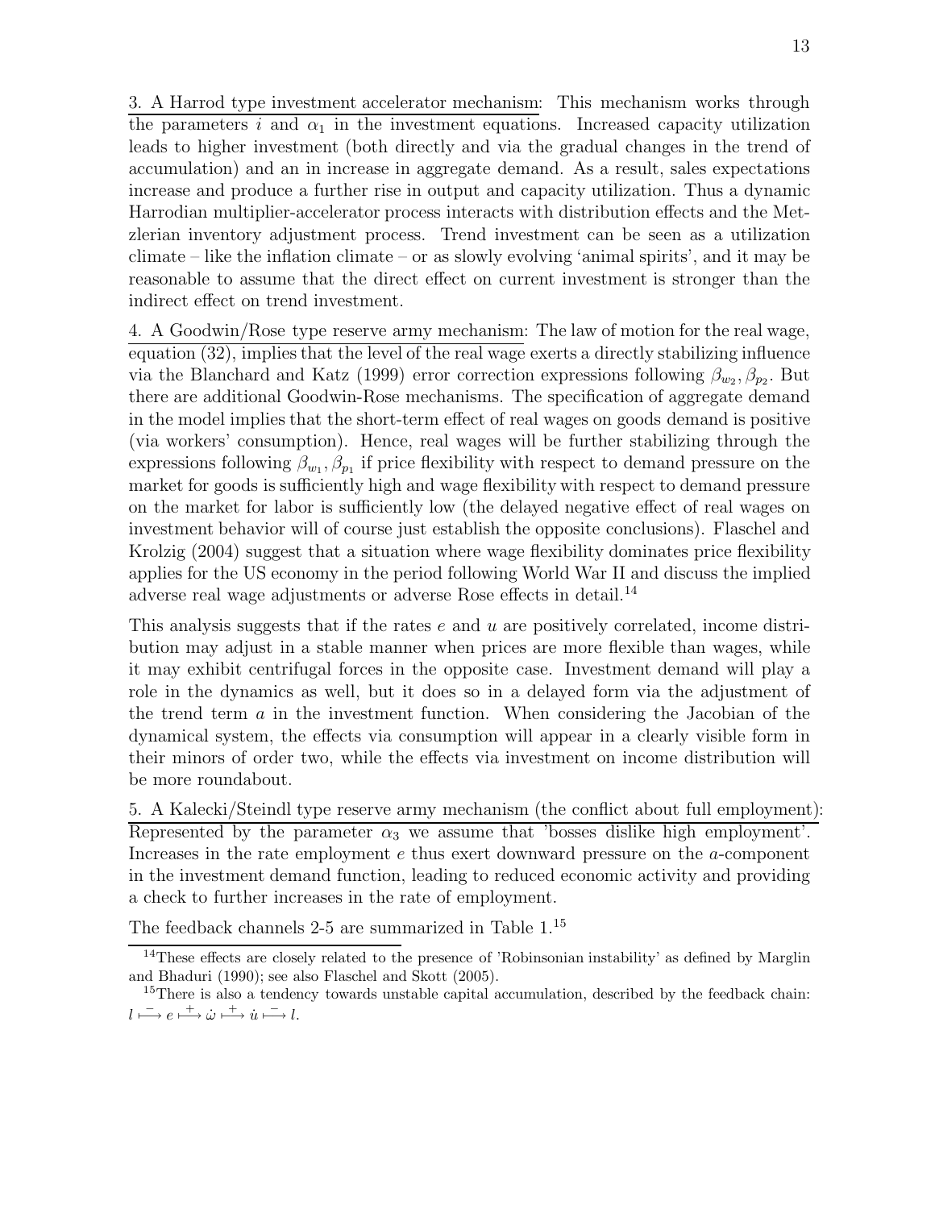3. A Harrod type investment accelerator mechanism: This mechanism works through the parameters $i$ and $\alpha_1$ in the investment equations. Increased capacity utilization leads to higher investment (both directly and via the gradual changes in the trend of accumulation) and an in increase in aggregate demand. As a result, sales expectations increase and produce a further rise in output and capacity utilization. Thus a dynamic Harrodian multiplier-accelerator process interacts with distribution effects and the Metzlerian inventory adjustment process. Trend investment can be seen as a utilization climate – like the inflation climate – or as slowly evolving 'animal spirits', and it may be reasonable to assume that the direct effect on current investment is stronger than the indirect effect on trend investment.

4. A Goodwin/Rose type reserve army mechanism: The law of motion for the real wage, equation (32), implies that the level of the real wage exerts a directly stabilizing influence via the Blanchard and Katz (1999) error correction expressions following $\beta_{w_2}, \beta_{p_2}$. But there are additional Goodwin-Rose mechanisms. The specification of aggregate demand in the model implies that the short-term effect of real wages on goods demand is positive (via workers' consumption). Hence, real wages will be further stabilizing through the expressions following $\beta_{w_1}, \beta_{p_1}$ if price flexibility with respect to demand pressure on the market for goods is sufficiently high and wage flexibility with respect to demand pressure on the market for labor is sufficiently low (the delayed negative effect of real wages on investment behavior will of course just establish the opposite conclusions). Flaschel and Krolzig (2004) suggest that a situation where wage flexibility dominates price flexibility applies for the US economy in the period following World War II and discuss the implied adverse real wage adjustments or adverse Rose effects in detail.[14]

This analysis suggests that if the rates $e$ and $u$ are positively correlated, income distribution may adjust in a stable manner when prices are more flexible than wages, while it may exhibit centrifugal forces in the opposite case. Investment demand will play a role in the dynamics as well, but it does so in a delayed form via the adjustment of the trend term $a$ in the investment function. When considering the Jacobian of the dynamical system, the effects via consumption will appear in a clearly visible form in their minors of order two, while the effects via investment on income distribution will be more roundabout.

5. A Kalecki/Steindl type reserve army mechanism (the conflict about full employment): Represented by the parameter $\alpha_3$ we assume that 'bosses dislike high employment'. Increases in the rate employment $e$ thus exert downward pressure on the $a$-component in the investment demand function, leading to reduced economic activity and providing a check to further increases in the rate of employment.

The feedback channels 2-5 are summarized in Table 1.[15]

[14] These effects are closely related to the presence of 'Robinsonian instability' as defined by Marglin and Bhaduri (1990); see also Flaschel and Skott (2005).

[15] There is also a tendency towards unstable capital accumulation, described by the feedback chain: $l \overset{-}{\longmapsto} e \overset{+}{\longmapsto} \dot{\omega} \overset{+}{\longmapsto} \dot{u} \overset{-}{\longmapsto} l$.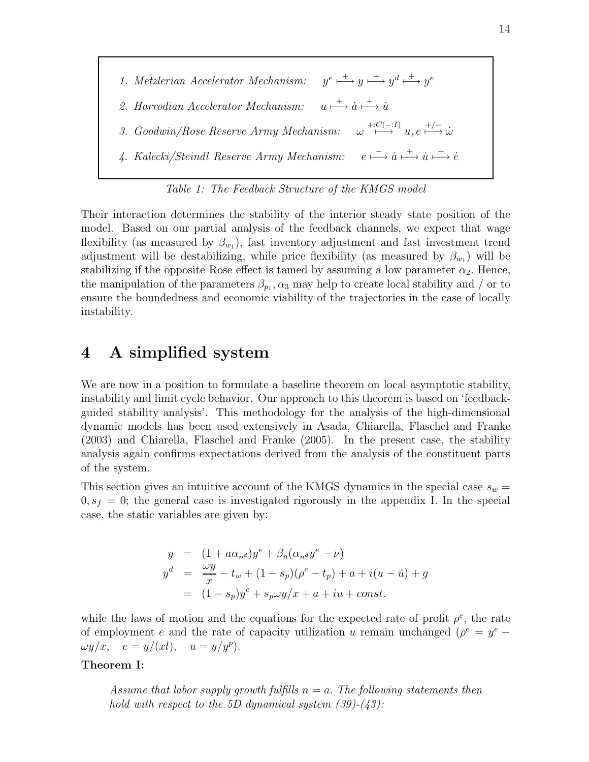1. *Metzlerian Accelerator Mechanism:* $y^e \overset{+}{\longmapsto} y \overset{+}{\longmapsto} y^d \overset{+}{\longmapsto} y^e$
2. *Harrodian Accelerator Mechanism:* $u \overset{+}{\longmapsto} \dot{a} \overset{+}{\longmapsto} \dot{u}$
3. *Goodwin/Rose Reserve Army Mechanism:* $\omega \overset{+:C(-:I)}{\longmapsto} u, e \overset{+/-}{\longmapsto} \dot{\omega}$
4. *Kalecki/Steindl Reserve Army Mechanism:* $e \overset{-}{\longmapsto} \dot{a} \overset{+}{\longmapsto} \dot{u} \overset{+}{\longmapsto} \dot{e}$

*Table 1: The Feedback Structure of the KMGS model*

Their interaction determines the stability of the interior steady state position of the model. Based on our partial analysis of the feedback channels, we expect that wage flexibility (as measured by $\beta_{w_1}$), fast inventory adjustment and fast investment trend adjustment will be destabilizing, while price flexibility (as measured by $\beta_{w_1}$) will be stabilizing if the opposite Rose effect is tamed by assuming a low parameter $\alpha_2$. Hence, the manipulation of the parameters $\beta_{p_1}, \alpha_3$ may help to create local stability and / or to ensure the boundedness and economic viability of the trajectories in the case of locally instability.

## 4 A simplified system

We are now in a position to formulate a baseline theorem on local asymptotic stability, instability and limit cycle behavior. Our approach to this theorem is based on 'feedback-guided stability analysis'. This methodology for the analysis of the high-dimensional dynamic models has been used extensively in Asada, Chiarella, Flaschel and Franke (2003) and Chiarella, Flaschel and Franke (2005). In the present case, the stability analysis again confirms expectations derived from the analysis of the constituent parts of the system.

This section gives an intuitive account of the KMGS dynamics in the special case $s_w = 0, s_f = 0$; the general case is investigated rigorously in the appendix I. In the special case, the static variables are given by:

$$
\begin{aligned}
y &= (1 + a\alpha_{n^d})y^e + \beta_n(\alpha_{n^d}y^e - \nu) \\
y^d &= \frac{\omega y}{x} - t_w + (1 - s_p)(\rho^e - t_p) + a + i(u - \bar{u}) + g \\
&= (1 - s_p)y^e + s_p\omega y/x + a + iu + const.
\end{aligned}
$$

while the laws of motion and the equations for the expected rate of profit $\rho^e$, the rate of employment $e$ and the rate of capacity utilization $u$ remain unchanged ($\rho^e = y^e - \omega y/x, \quad e = y/(xl), \quad u = y/y^p$).

**Theorem I:**

*Assume that labor supply growth fulfills $n = a$. The following statements then hold with respect to the 5D dynamical system (39)-(43):*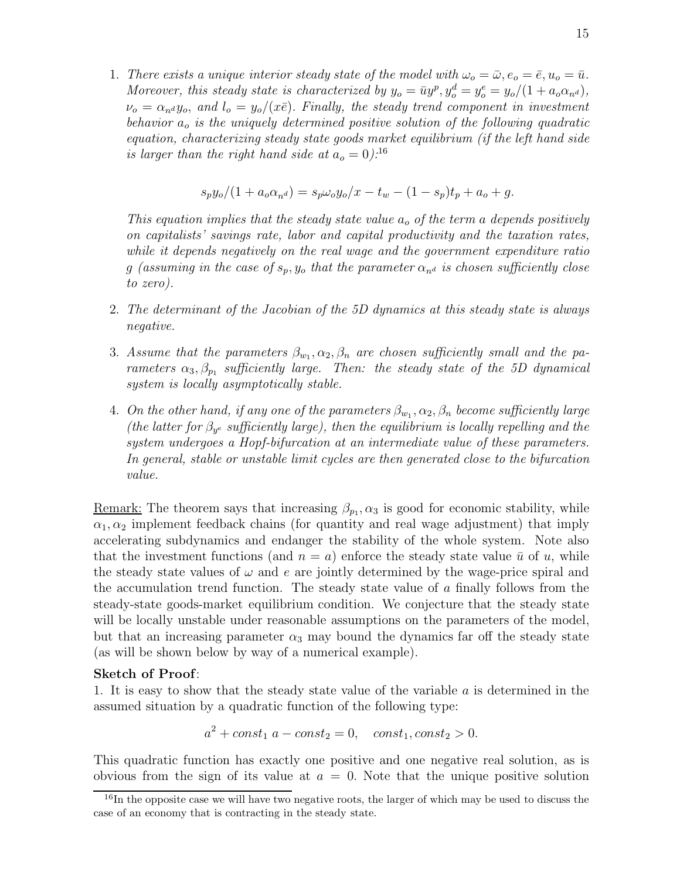1. *There exists a unique interior steady state of the model with $\omega_o = \bar{\omega}, e_o = \bar{e}, u_o = \bar{u}$. Moreover, this steady state is characterized by $y_o = \bar{u}y^p, y_o^d = y_o^e = y_o/(1 + a_o\alpha_{n^d})$, $\nu_o = \alpha_{n^d} y_o$, and $l_o = y_o/(x\bar{e})$. Finally, the steady trend component in investment behavior $a_o$ is the uniquely determined positive solution of the following quadratic equation, characterizing steady state goods market equilibrium (if the left hand side is larger than the right hand side at $a_o = 0$):*[16]

$$s_p y_o/(1 + a_o\alpha_{n^d}) = s_p\omega_o y_o/x - t_w - (1 - s_p)t_p + a_o + g.$$

*This equation implies that the steady state value $a_o$ of the term $a$ depends positively on capitalists' savings rate, labor and capital productivity and the taxation rates, while it depends negatively on the real wage and the government expenditure ratio $g$ (assuming in the case of $s_p, y_o$ that the parameter $\alpha_{n^d}$ is chosen sufficiently close to zero).*

2. *The determinant of the Jacobian of the 5D dynamics at this steady state is always negative.*

3. *Assume that the parameters $\beta_{w_1}, \alpha_2, \beta_n$ are chosen sufficiently small and the parameters $\alpha_3, \beta_{p_1}$ sufficiently large. Then: the steady state of the 5D dynamical system is locally asymptotically stable.*

4. *On the other hand, if any one of the parameters $\beta_{w_1}, \alpha_2, \beta_n$ become sufficiently large (the latter for $\beta_{y^e}$ sufficiently large), then the equilibrium is locally repelling and the system undergoes a Hopf-bifurcation at an intermediate value of these parameters. In general, stable or unstable limit cycles are then generated close to the bifurcation value.*

Remark: The theorem says that increasing $\beta_{p_1}, \alpha_3$ is good for economic stability, while $\alpha_1, \alpha_2$ implement feedback chains (for quantity and real wage adjustment) that imply accelerating subdynamics and endanger the stability of the whole system. Note also that the investment functions (and $n = a$) enforce the steady state value $\bar{u}$ of $u$, while the steady state values of $\omega$ and $e$ are jointly determined by the wage-price spiral and the accumulation trend function. The steady state value of $a$ finally follows from the steady-state goods-market equilibrium condition. We conjecture that the steady state will be locally unstable under reasonable assumptions on the parameters of the model, but that an increasing parameter $\alpha_3$ may bound the dynamics far off the steady state (as will be shown below by way of a numerical example).

**Sketch of Proof**:
1. It is easy to show that the steady state value of the variable $a$ is determined in the assumed situation by a quadratic function of the following type:

$$a^2 + const_1\, a - const_2 = 0, \quad const_1, const_2 > 0.$$

This quadratic function has exactly one positive and one negative real solution, as is obvious from the sign of its value at $a = 0$. Note that the unique positive solution

[16] In the opposite case we will have two negative roots, the larger of which may be used to discuss the case of an economy that is contracting in the steady state.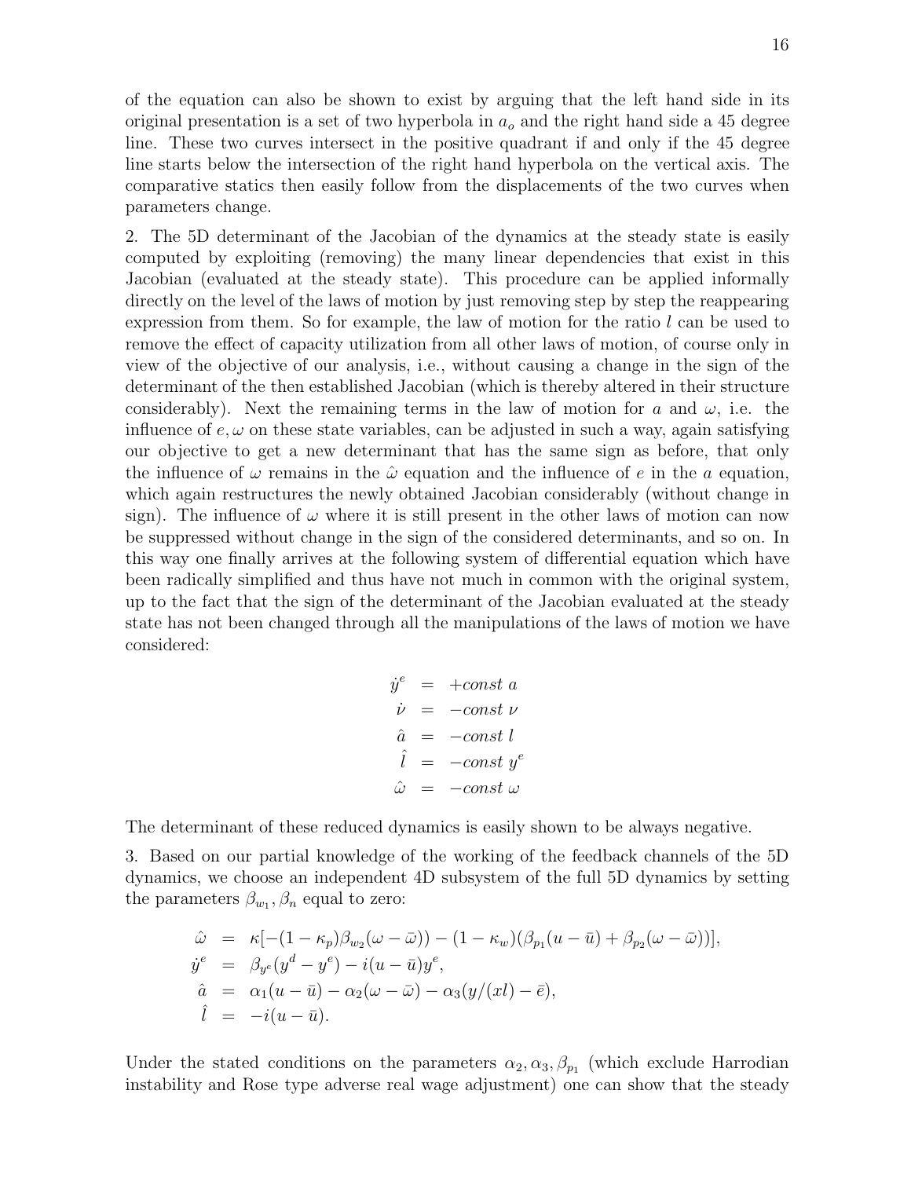of the equation can also be shown to exist by arguing that the left hand side in its original presentation is a set of two hyperbola in $a_o$ and the right hand side a 45 degree line. These two curves intersect in the positive quadrant if and only if the 45 degree line starts below the intersection of the right hand hyperbola on the vertical axis. The comparative statics then easily follow from the displacements of the two curves when parameters change.

2. The 5D determinant of the Jacobian of the dynamics at the steady state is easily computed by exploiting (removing) the many linear dependencies that exist in this Jacobian (evaluated at the steady state). This procedure can be applied informally directly on the level of the laws of motion by just removing step by step the reappearing expression from them. So for example, the law of motion for the ratio $l$ can be used to remove the effect of capacity utilization from all other laws of motion, of course only in view of the objective of our analysis, i.e., without causing a change in the sign of the determinant of the then established Jacobian (which is thereby altered in their structure considerably). Next the remaining terms in the law of motion for $a$ and $\omega$, i.e. the influence of $e, \omega$ on these state variables, can be adjusted in such a way, again satisfying our objective to get a new determinant that has the same sign as before, that only the influence of $\omega$ remains in the $\hat{\omega}$ equation and the influence of $e$ in the $a$ equation, which again restructures the newly obtained Jacobian considerably (without change in sign). The influence of $\omega$ where it is still present in the other laws of motion can now be suppressed without change in the sign of the considered determinants, and so on. In this way one finally arrives at the following system of differential equation which have been radically simplified and thus have not much in common with the original system, up to the fact that the sign of the determinant of the Jacobian evaluated at the steady state has not been changed through all the manipulations of the laws of motion we have considered:

$$
\begin{aligned}
\dot{y}^e &= +const\ a \\
\dot{\nu} &= -const\ \nu \\
\hat{a} &= -const\ l \\
\hat{l} &= -const\ y^e \\
\hat{\omega} &= -const\ \omega
\end{aligned}
$$

The determinant of these reduced dynamics is easily shown to be always negative.

3. Based on our partial knowledge of the working of the feedback channels of the 5D dynamics, we choose an independent 4D subsystem of the full 5D dynamics by setting the parameters $\beta_{w_1}, \beta_n$ equal to zero:

$$
\begin{aligned}
\hat{\omega} &= \kappa[-(1-\kappa_p)\beta_{w_2}(\omega - \bar{\omega})) - (1-\kappa_w)(\beta_{p_1}(u-\bar{u}) + \beta_{p_2}(\omega - \bar{\omega}))], \\
\dot{y}^e &= \beta_{y^e}(y^d - y^e) - i(u-\bar{u})y^e, \\
\hat{a} &= \alpha_1(u-\bar{u}) - \alpha_2(\omega - \bar{\omega}) - \alpha_3(y/(xl) - \bar{e}), \\
\hat{l} &= -i(u-\bar{u}).
\end{aligned}
$$

Under the stated conditions on the parameters $\alpha_2, \alpha_3, \beta_{p_1}$ (which exclude Harrodian instability and Rose type adverse real wage adjustment) one can show that the steady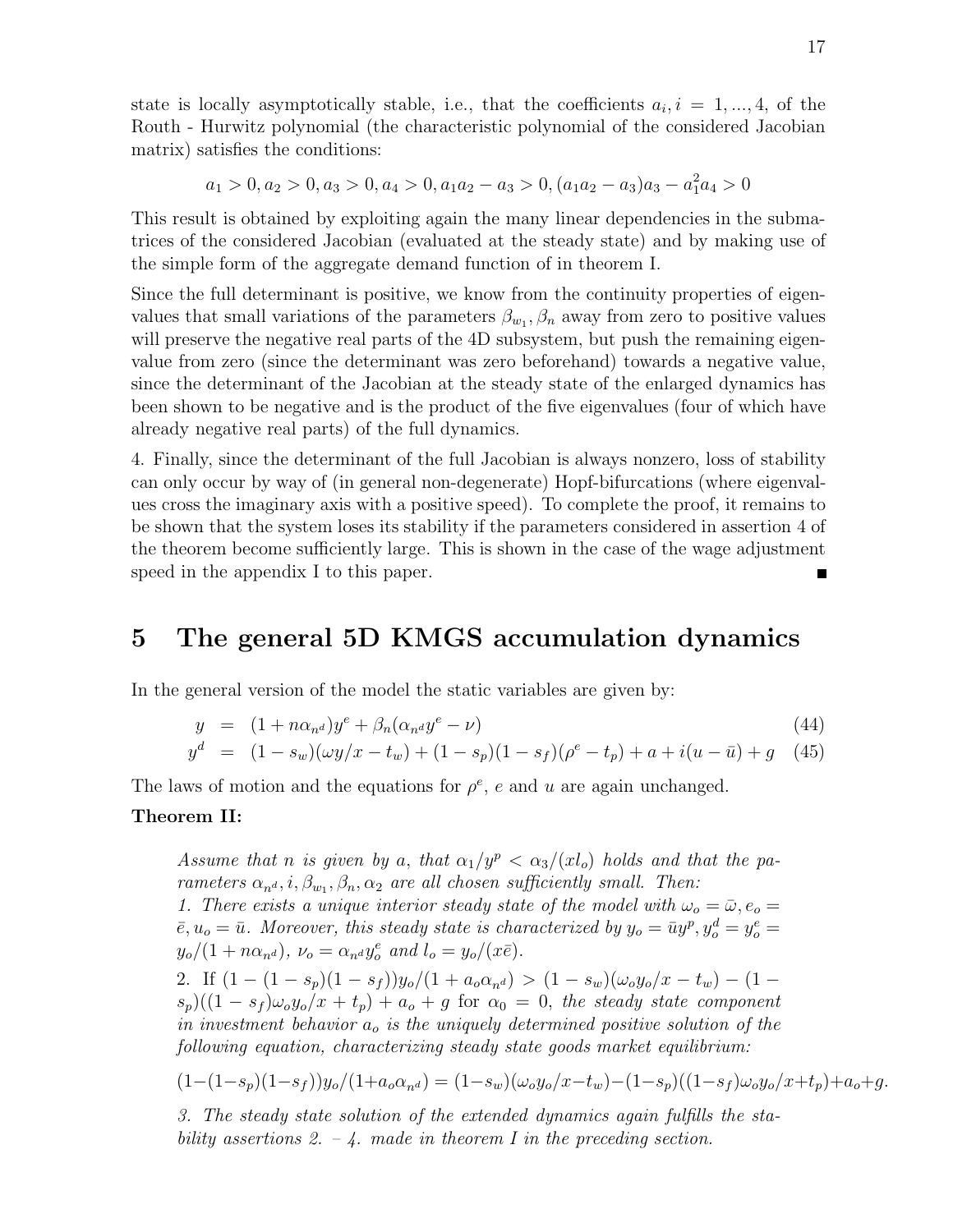state is locally asymptotically stable, i.e., that the coefficients $a_i, i = 1, ..., 4$, of the Routh - Hurwitz polynomial (the characteristic polynomial of the considered Jacobian matrix) satisfies the conditions:

$$a_1 > 0, a_2 > 0, a_3 > 0, a_4 > 0, a_1 a_2 - a_3 > 0, (a_1 a_2 - a_3)a_3 - a_1^2 a_4 > 0$$

This result is obtained by exploiting again the many linear dependencies in the submatrices of the considered Jacobian (evaluated at the steady state) and by making use of the simple form of the aggregate demand function of in theorem I.

Since the full determinant is positive, we know from the continuity properties of eigenvalues that small variations of the parameters $\beta_{w_1}, \beta_n$ away from zero to positive values will preserve the negative real parts of the 4D subsystem, but push the remaining eigenvalue from zero (since the determinant was zero beforehand) towards a negative value, since the determinant of the Jacobian at the steady state of the enlarged dynamics has been shown to be negative and is the product of the five eigenvalues (four of which have already negative real parts) of the full dynamics.

4. Finally, since the determinant of the full Jacobian is always nonzero, loss of stability can only occur by way of (in general non-degenerate) Hopf-bifurcations (where eigenvalues cross the imaginary axis with a positive speed). To complete the proof, it remains to be shown that the system loses its stability if the parameters considered in assertion 4 of the theorem become sufficiently large. This is shown in the case of the wage adjustment speed in the appendix I to this paper. ∎

# 5 The general 5D KMGS accumulation dynamics

In the general version of the model the static variables are given by:

$$y = (1 + n\alpha_{n^d})y^e + \beta_n(\alpha_{n^d} y^e - \nu) \quad (44)$$

$$y^d = (1 - s_w)(\omega y/x - t_w) + (1 - s_p)(1 - s_f)(\rho^e - t_p) + a + i(u - \bar{u}) + g \quad (45)$$

The laws of motion and the equations for $\rho^e$, $e$ and $u$ are again unchanged.

**Theorem II:**

*Assume that $n$ is given by $a$, that $\alpha_1/y^p < \alpha_3/(xl_o)$ holds and that the parameters $\alpha_{n^d}, i, \beta_{w_1}, \beta_n, \alpha_2$ are all chosen sufficiently small. Then:*

*1. There exists a unique interior steady state of the model with $\omega_o = \bar{\omega}, e_o = \bar{e}, u_o = \bar{u}$. Moreover, this steady state is characterized by $y_o = \bar{u}y^p, y_o^d = y_o^e = y_o/(1 + n\alpha_{n^d})$, $\nu_o = \alpha_{n^d} y_o^e$ and $l_o = y_o/(x\bar{e})$.*

*2. If $(1 - (1 - s_p)(1 - s_f))y_o/(1 + a_o\alpha_{n^d}) > (1 - s_w)(\omega_o y_o/x - t_w) - (1 - s_p)((1 - s_f)\omega_o y_o/x + t_p) + a_o + g$ for $\alpha_0 = 0$, the steady state component in investment behavior $a_o$ is the uniquely determined positive solution of the following equation, characterizing steady state goods market equilibrium:*

$$(1-(1-s_p)(1-s_f))y_o/(1+a_o\alpha_{n^d}) = (1-s_w)(\omega_o y_o/x-t_w)-(1-s_p)((1-s_f)\omega_o y_o/x+t_p)+a_o+g.$$

*3. The steady state solution of the extended dynamics again fulfills the stability assertions 2. – 4. made in theorem I in the preceding section.*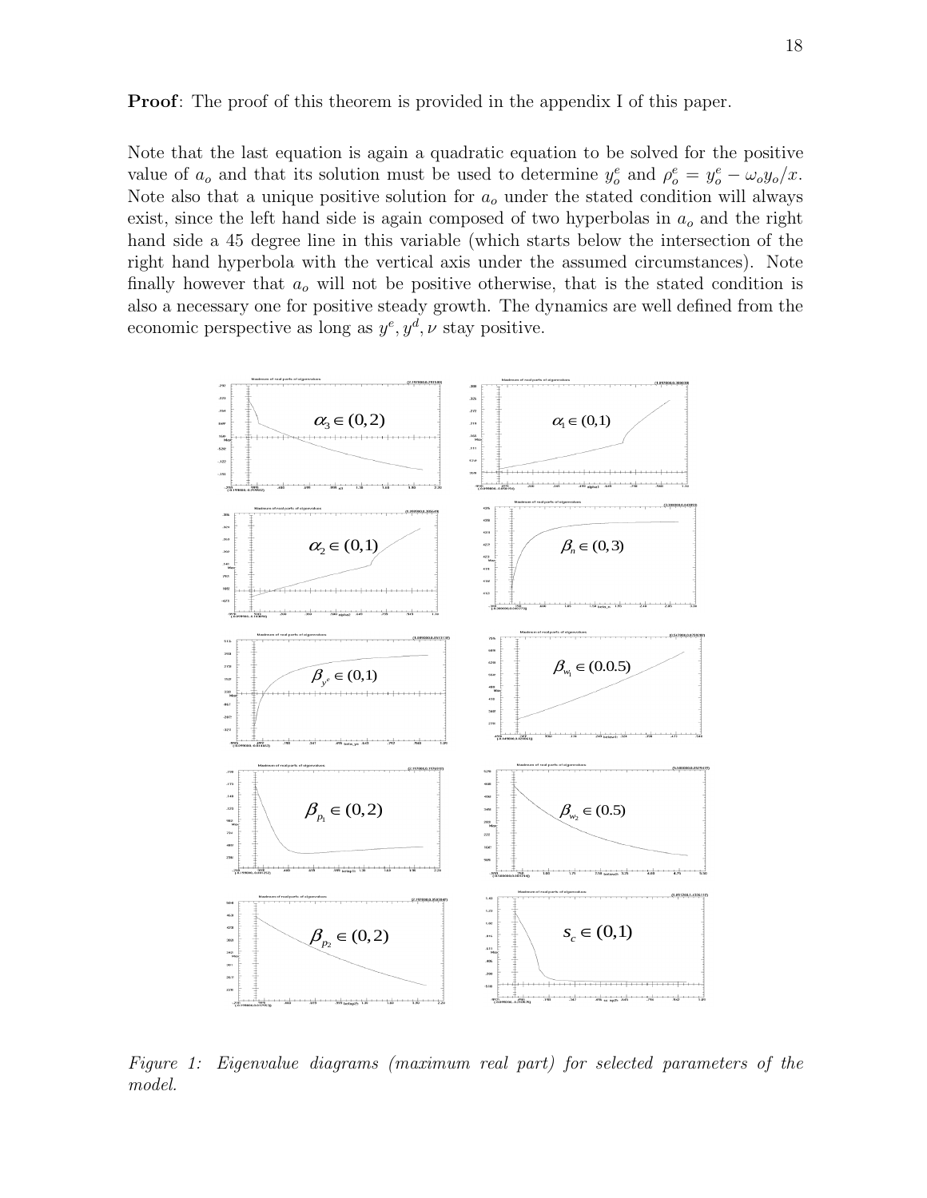**Proof**: The proof of this theorem is provided in the appendix I of this paper.

Note that the last equation is again a quadratic equation to be solved for the positive value of $a_o$ and that its solution must be used to determine $y_o^e$ and $\rho_o^e = y_o^e - \omega_o y_o / x$. Note also that a unique positive solution for $a_o$ under the stated condition will always exist, since the left hand side is again composed of two hyperbolas in $a_o$ and the right hand side a 45 degree line in this variable (which starts below the intersection of the right hand hyperbola with the vertical axis under the assumed circumstances). Note finally however that $a_o$ will not be positive otherwise, that is the stated condition is also a necessary one for positive steady growth. The dynamics are well defined from the economic perspective as long as $y^e, y^d, \nu$ stay positive.

*Figure 1: Eigenvalue diagrams (maximum real part) for selected parameters of the model.*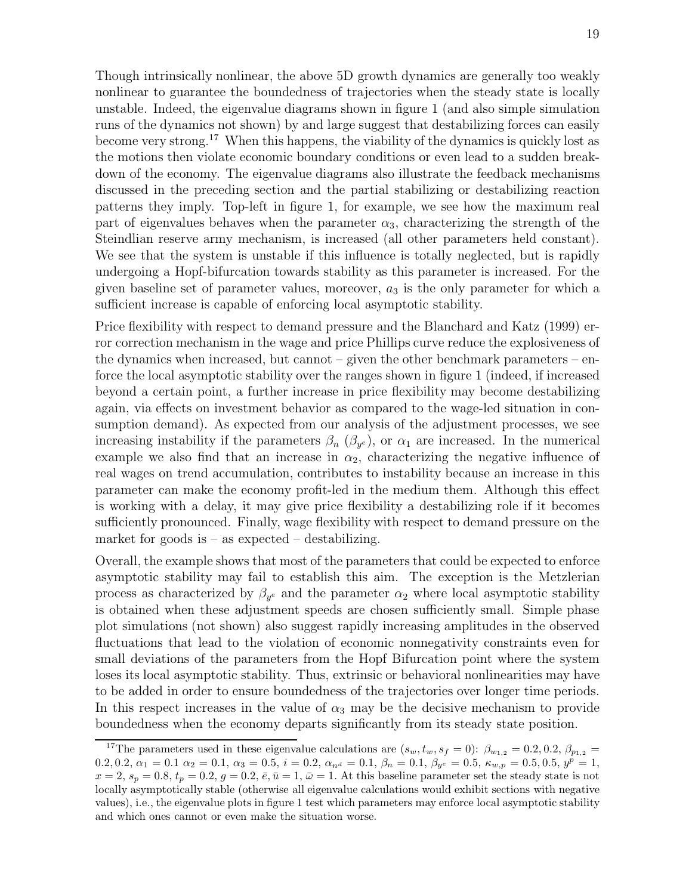Though intrinsically nonlinear, the above 5D growth dynamics are generally too weakly nonlinear to guarantee the boundedness of trajectories when the steady state is locally unstable. Indeed, the eigenvalue diagrams shown in figure 1 (and also simple simulation runs of the dynamics not shown) by and large suggest that destabilizing forces can easily become very strong.[17] When this happens, the viability of the dynamics is quickly lost as the motions then violate economic boundary conditions or even lead to a sudden breakdown of the economy. The eigenvalue diagrams also illustrate the feedback mechanisms discussed in the preceding section and the partial stabilizing or destabilizing reaction patterns they imply. Top-left in figure 1, for example, we see how the maximum real part of eigenvalues behaves when the parameter $\alpha_3$, characterizing the strength of the Steindlian reserve army mechanism, is increased (all other parameters held constant). We see that the system is unstable if this influence is totally neglected, but is rapidly undergoing a Hopf-bifurcation towards stability as this parameter is increased. For the given baseline set of parameter values, moreover, $a_3$ is the only parameter for which a sufficient increase is capable of enforcing local asymptotic stability.

Price flexibility with respect to demand pressure and the Blanchard and Katz (1999) error correction mechanism in the wage and price Phillips curve reduce the explosiveness of the dynamics when increased, but cannot – given the other benchmark parameters – enforce the local asymptotic stability over the ranges shown in figure 1 (indeed, if increased beyond a certain point, a further increase in price flexibility may become destabilizing again, via effects on investment behavior as compared to the wage-led situation in consumption demand). As expected from our analysis of the adjustment processes, we see increasing instability if the parameters $\beta_n$ ($\beta_{y^e}$), or $\alpha_1$ are increased. In the numerical example we also find that an increase in $\alpha_2$, characterizing the negative influence of real wages on trend accumulation, contributes to instability because an increase in this parameter can make the economy profit-led in the medium them. Although this effect is working with a delay, it may give price flexibility a destabilizing role if it becomes sufficiently pronounced. Finally, wage flexibility with respect to demand pressure on the market for goods is – as expected – destabilizing.

Overall, the example shows that most of the parameters that could be expected to enforce asymptotic stability may fail to establish this aim. The exception is the Metzlerian process as characterized by $\beta_{y^e}$ and the parameter $\alpha_2$ where local asymptotic stability is obtained when these adjustment speeds are chosen sufficiently small. Simple phase plot simulations (not shown) also suggest rapidly increasing amplitudes in the observed fluctuations that lead to the violation of economic nonnegativity constraints even for small deviations of the parameters from the Hopf Bifurcation point where the system loses its local asymptotic stability. Thus, extrinsic or behavioral nonlinearities may have to be added in order to ensure boundedness of the trajectories over longer time periods. In this respect increases in the value of $\alpha_3$ may be the decisive mechanism to provide boundedness when the economy departs significantly from its steady state position.

---

[17] The parameters used in these eigenvalue calculations are ($s_w, t_w, s_f = 0$): $\beta_{w_{1,2}} = 0.2, 0.2$, $\beta_{p_{1,2}} = 0.2, 0.2$, $\alpha_1 = 0.1$ $\alpha_2 = 0.1$, $\alpha_3 = 0.5$, $i = 0.2$, $\alpha_{n^d} = 0.1$, $\beta_n = 0.1$, $\beta_{y^e} = 0.5$, $\kappa_{w,p} = 0.5, 0.5$, $y^p = 1$, $x = 2$, $s_p = 0.8$, $t_p = 0.2$, $g = 0.2$, $\bar{e}, \bar{u} = 1$, $\bar{\omega} = 1$. At this baseline parameter set the steady state is not locally asymptotically stable (otherwise all eigenvalue calculations would exhibit sections with negative values), i.e., the eigenvalue plots in figure 1 test which parameters may enforce local asymptotic stability and which ones cannot or even make the situation worse.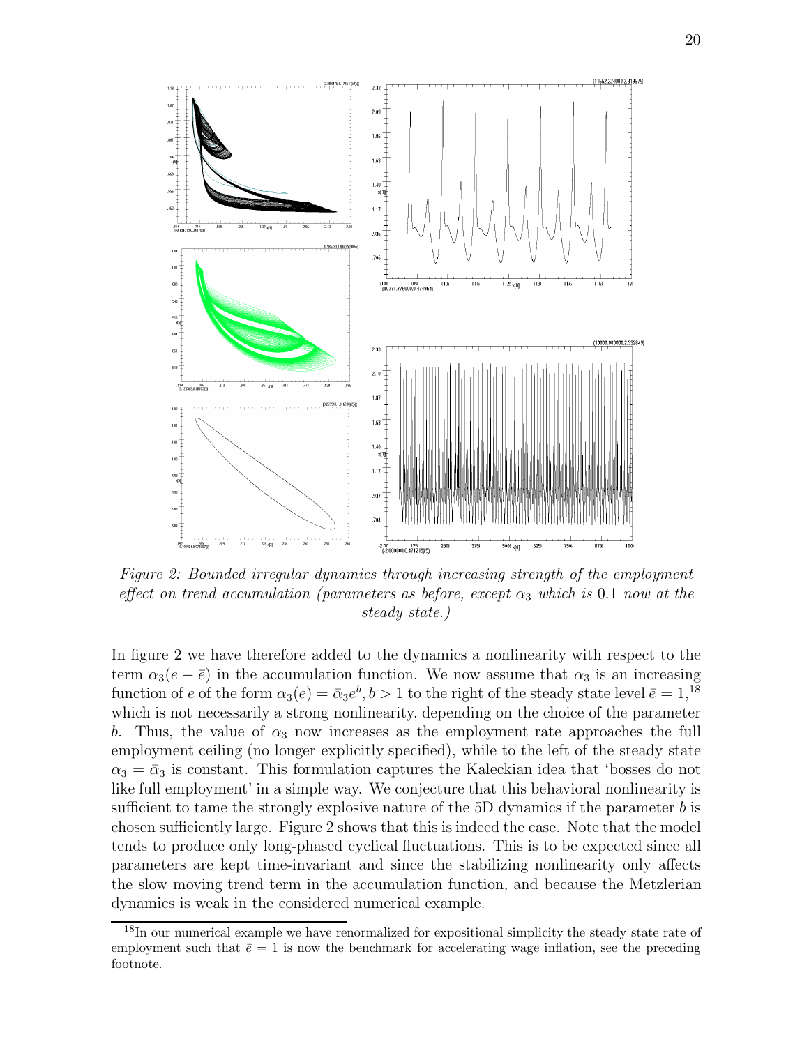*Figure 2: Bounded irregular dynamics through increasing strength of the employment effect on trend accumulation (parameters as before, except $\alpha_3$ which is 0.1 now at the steady state.)*

In figure 2 we have therefore added to the dynamics a nonlinearity with respect to the term $\alpha_3(e - \bar{e})$ in the accumulation function. We now assume that $\alpha_3$ is an increasing function of $e$ of the form $\alpha_3(e) = \bar{\alpha}_3 e^b, b > 1$ to the right of the steady state level $\bar{e} = 1$,[18] which is not necessarily a strong nonlinearity, depending on the choice of the parameter $b$. Thus, the value of $\alpha_3$ now increases as the employment rate approaches the full employment ceiling (no longer explicitly specified), while to the left of the steady state $\alpha_3 = \bar{\alpha}_3$ is constant. This formulation captures the Kaleckian idea that 'bosses do not like full employment' in a simple way. We conjecture that this behavioral nonlinearity is sufficient to tame the strongly explosive nature of the 5D dynamics if the parameter $b$ is chosen sufficiently large. Figure 2 shows that this is indeed the case. Note that the model tends to produce only long-phased cyclical fluctuations. This is to be expected since all parameters are kept time-invariant and since the stabilizing nonlinearity only affects the slow moving trend term in the accumulation function, and because the Metzlerian dynamics is weak in the considered numerical example.

[18] In our numerical example we have renormalized for expositional simplicity the steady state rate of employment such that $\bar{e} = 1$ is now the benchmark for accelerating wage inflation, see the preceding footnote.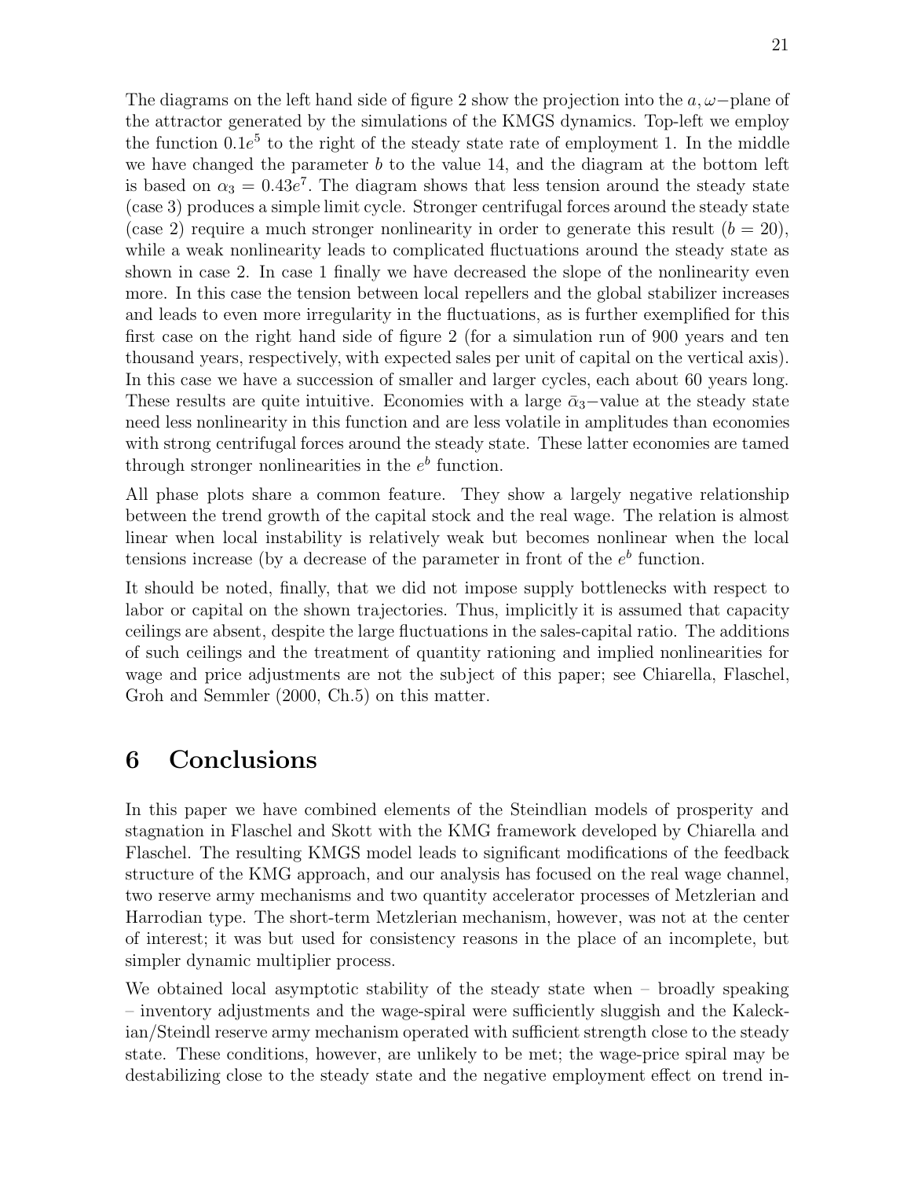The diagrams on the left hand side of figure 2 show the projection into the $a, \omega-$plane of the attractor generated by the simulations of the KMGS dynamics. Top-left we employ the function $0.1e^5$ to the right of the steady state rate of employment 1. In the middle we have changed the parameter $b$ to the value 14, and the diagram at the bottom left is based on $\alpha_3 = 0.43e^7$. The diagram shows that less tension around the steady state (case 3) produces a simple limit cycle. Stronger centrifugal forces around the steady state (case 2) require a much stronger nonlinearity in order to generate this result ($b = 20$), while a weak nonlinearity leads to complicated fluctuations around the steady state as shown in case 2. In case 1 finally we have decreased the slope of the nonlinearity even more. In this case the tension between local repellers and the global stabilizer increases and leads to even more irregularity in the fluctuations, as is further exemplified for this first case on the right hand side of figure 2 (for a simulation run of 900 years and ten thousand years, respectively, with expected sales per unit of capital on the vertical axis). In this case we have a succession of smaller and larger cycles, each about 60 years long. These results are quite intuitive. Economies with a large $\bar{\alpha}_3-$value at the steady state need less nonlinearity in this function and are less volatile in amplitudes than economies with strong centrifugal forces around the steady state. These latter economies are tamed through stronger nonlinearities in the $e^b$ function.

All phase plots share a common feature. They show a largely negative relationship between the trend growth of the capital stock and the real wage. The relation is almost linear when local instability is relatively weak but becomes nonlinear when the local tensions increase (by a decrease of the parameter in front of the $e^b$ function.

It should be noted, finally, that we did not impose supply bottlenecks with respect to labor or capital on the shown trajectories. Thus, implicitly it is assumed that capacity ceilings are absent, despite the large fluctuations in the sales-capital ratio. The additions of such ceilings and the treatment of quantity rationing and implied nonlinearities for wage and price adjustments are not the subject of this paper; see Chiarella, Flaschel, Groh and Semmler (2000, Ch.5) on this matter.

# 6 Conclusions

In this paper we have combined elements of the Steindlian models of prosperity and stagnation in Flaschel and Skott with the KMG framework developed by Chiarella and Flaschel. The resulting KMGS model leads to significant modifications of the feedback structure of the KMG approach, and our analysis has focused on the real wage channel, two reserve army mechanisms and two quantity accelerator processes of Metzlerian and Harrodian type. The short-term Metzlerian mechanism, however, was not at the center of interest; it was but used for consistency reasons in the place of an incomplete, but simpler dynamic multiplier process.

We obtained local asymptotic stability of the steady state when – broadly speaking – inventory adjustments and the wage-spiral were sufficiently sluggish and the Kaleckian/Steindl reserve army mechanism operated with sufficient strength close to the steady state. These conditions, however, are unlikely to be met; the wage-price spiral may be destabilizing close to the steady state and the negative employment effect on trend in-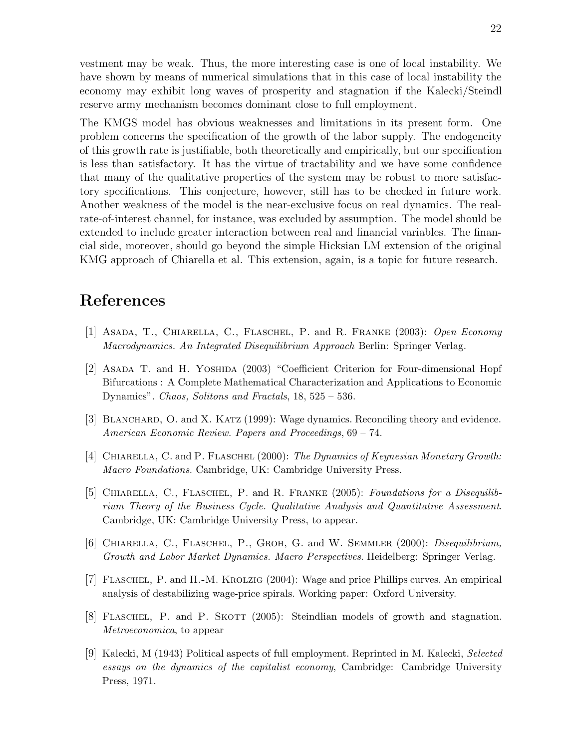vestment may be weak. Thus, the more interesting case is one of local instability. We have shown by means of numerical simulations that in this case of local instability the economy may exhibit long waves of prosperity and stagnation if the Kalecki/Steindl reserve army mechanism becomes dominant close to full employment.

The KMGS model has obvious weaknesses and limitations in its present form. One problem concerns the specification of the growth of the labor supply. The endogeneity of this growth rate is justifiable, both theoretically and empirically, but our specification is less than satisfactory. It has the virtue of tractability and we have some confidence that many of the qualitative properties of the system may be robust to more satisfactory specifications. This conjecture, however, still has to be checked in future work. Another weakness of the model is the near-exclusive focus on real dynamics. The real-rate-of-interest channel, for instance, was excluded by assumption. The model should be extended to include greater interaction between real and financial variables. The financial side, moreover, should go beyond the simple Hicksian LM extension of the original KMG approach of Chiarella et al. This extension, again, is a topic for future research.

# References

[1] Asada, T., Chiarella, C., Flaschel, P. and R. Franke (2003): *Open Economy Macrodynamics. An Integrated Disequilibrium Approach* Berlin: Springer Verlag.

[2] Asada T. and H. Yoshida (2003) "Coefficient Criterion for Four-dimensional Hopf Bifurcations : A Complete Mathematical Characterization and Applications to Economic Dynamics". *Chaos, Solitons and Fractals*, 18, 525 – 536.

[3] Blanchard, O. and X. Katz (1999): Wage dynamics. Reconciling theory and evidence. *American Economic Review. Papers and Proceedings*, 69 – 74.

[4] Chiarella, C. and P. Flaschel (2000): *The Dynamics of Keynesian Monetary Growth: Macro Foundations*. Cambridge, UK: Cambridge University Press.

[5] Chiarella, C., Flaschel, P. and R. Franke (2005): *Foundations for a Disequilibrium Theory of the Business Cycle. Qualitative Analysis and Quantitative Assessment*. Cambridge, UK: Cambridge University Press, to appear.

[6] Chiarella, C., Flaschel, P., Groh, G. and W. Semmler (2000): *Disequilibrium, Growth and Labor Market Dynamics. Macro Perspectives.* Heidelberg: Springer Verlag.

[7] Flaschel, P. and H.-M. Krolzig (2004): Wage and price Phillips curves. An empirical analysis of destabilizing wage-price spirals. Working paper: Oxford University.

[8] Flaschel, P. and P. Skott (2005): Steindlian models of growth and stagnation. *Metroeconomica*, to appear

[9] Kalecki, M (1943) Political aspects of full employment. Reprinted in M. Kalecki, *Selected essays on the dynamics of the capitalist economy*, Cambridge: Cambridge University Press, 1971.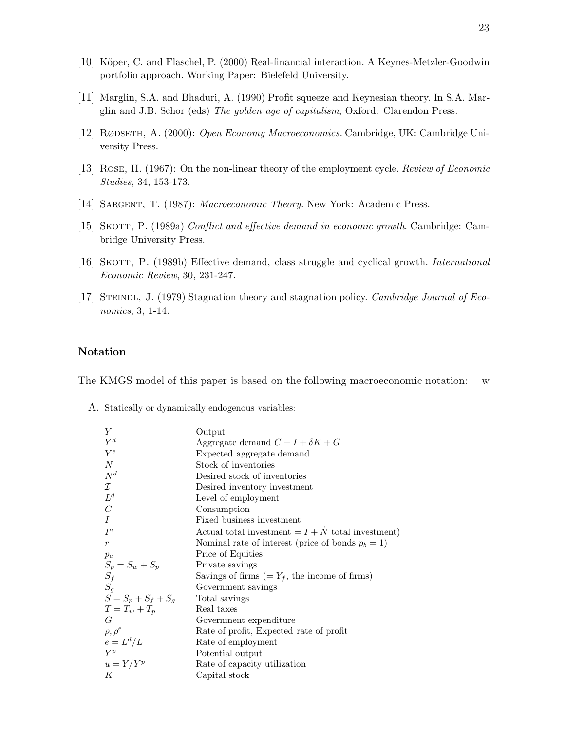[10] Köper, C. and Flaschel, P. (2000) Real-financial interaction. A Keynes-Metzler-Goodwin portfolio approach. Working Paper: Bielefeld University.

[11] Marglin, S.A. and Bhaduri, A. (1990) Profit squeeze and Keynesian theory. In S.A. Marglin and J.B. Schor (eds) *The golden age of capitalism*, Oxford: Clarendon Press.

[12] Rødseth, A. (2000): *Open Economy Macroeconomics.* Cambridge, UK: Cambridge University Press.

[13] Rose, H. (1967): On the non-linear theory of the employment cycle. *Review of Economic Studies*, 34, 153-173.

[14] Sargent, T. (1987): *Macroeconomic Theory.* New York: Academic Press.

[15] Skott, P. (1989a) *Conflict and effective demand in economic growth*. Cambridge: Cambridge University Press.

[16] Skott, P. (1989b) Effective demand, class struggle and cyclical growth. *International Economic Review*, 30, 231-247.

[17] Steindl, J. (1979) Stagnation theory and stagnation policy. *Cambridge Journal of Economics*, 3, 1-14.

## Notation

The KMGS model of this paper is based on the following macroeconomic notation: w

A. Statically or dynamically endogenous variables:

| | |
|---|---|
| $Y$ | Output |
| $Y^d$ | Aggregate demand $C + I + \delta K + G$ |
| $Y^e$ | Expected aggregate demand |
| $N$ | Stock of inventories |
| $N^d$ | Desired stock of inventories |
| $\mathcal{I}$ | Desired inventory investment |
| $L^d$ | Level of employment |
| $C$ | Consumption |
| $I$ | Fixed business investment |
| $I^a$ | Actual total investment $= I + \dot{N}$ total investment) |
| $r$ | Nominal rate of interest (price of bonds $p_b = 1$) |
| $p_e$ | Price of Equities |
| $S_p = S_w + S_p$ | Private savings |
| $S_f$ | Savings of firms ($= Y_f$, the income of firms) |
| $S_g$ | Government savings |
| $S = S_p + S_f + S_g$ | Total savings |
| $T = T_w + T_p$ | Real taxes |
| $G$ | Government expenditure |
| $\rho, \rho^e$ | Rate of profit, Expected rate of profit |
| $e = L^d/L$ | Rate of employment |
| $Y^p$ | Potential output |
| $u = Y/Y^p$ | Rate of capacity utilization |
| $K$ | Capital stock |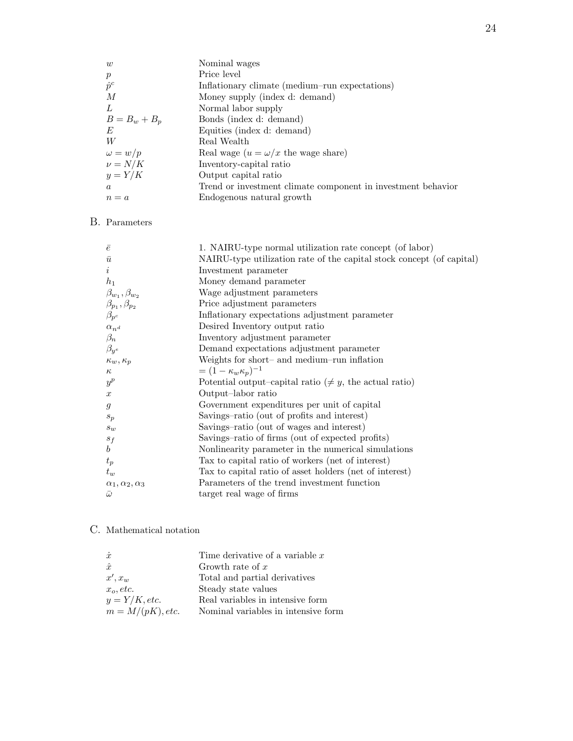| | |
|---|---|
| $w$ | Nominal wages |
| $p$ | Price level |
| $\hat{p}^c$ | Inflationary climate (medium–run expectations) |
| $M$ | Money supply (index d: demand) |
| $L$ | Normal labor supply |
| $B = B_w + B_p$ | Bonds (index d: demand) |
| $E$ | Equities (index d: demand) |
| $W$ | Real Wealth |
| $\omega = w/p$ | Real wage ($u = \omega/x$ the wage share) |
| $\nu = N/K$ | Inventory-capital ratio |
| $y = Y/K$ | Output capital ratio |
| $a$ | Trend or investment climate component in investment behavior |
| $n = a$ | Endogenous natural growth |

## B. Parameters

| | |
|---|---|
| $\bar{e}$ | 1. NAIRU-type normal utilization rate concept (of labor) |
| $\bar{u}$ | NAIRU-type utilization rate of the capital stock concept (of capital) |
| $i$ | Investment parameter |
| $h_1$ | Money demand parameter |
| $\beta_{w_1}, \beta_{w_2}$ | Wage adjustment parameters |
| $\beta_{p_1}, \beta_{p_2}$ | Price adjustment parameters |
| $\beta_{p^c}$ | Inflationary expectations adjustment parameter |
| $\alpha_{n^d}$ | Desired Inventory output ratio |
| $\beta_n$ | Inventory adjustment parameter |
| $\beta_{y^e}$ | Demand expectations adjustment parameter |
| $\kappa_w, \kappa_p$ | Weights for short– and medium–run inflation |
| $\kappa$ | $= (1 - \kappa_w \kappa_p)^{-1}$ |
| $y^p$ | Potential output–capital ratio ($\neq y$, the actual ratio) |
| $x$ | Output–labor ratio |
| $g$ | Government expenditures per unit of capital |
| $s_p$ | Savings–ratio (out of profits and interest) |
| $s_w$ | Savings–ratio (out of wages and interest) |
| $s_f$ | Savings–ratio of firms (out of expected profits) |
| $b$ | Nonlinearity parameter in the numerical simulations |
| $t_p$ | Tax to capital ratio of workers (net of interest) |
| $t_w$ | Tax to capital ratio of asset holders (net of interest) |
| $\alpha_1, \alpha_2, \alpha_3$ | Parameters of the trend investment function |
| $\bar{\omega}$ | target real wage of firms |

## C. Mathematical notation

| | |
|---|---|
| $\dot{x}$ | Time derivative of a variable $x$ |
| $\hat{x}$ | Growth rate of $x$ |
| $x', x_w$ | Total and partial derivatives |
| $x_o, etc.$ | Steady state values |
| $y = Y/K, etc.$ | Real variables in intensive form |
| $m = M/(pK), etc.$ | Nominal variables in intensive form |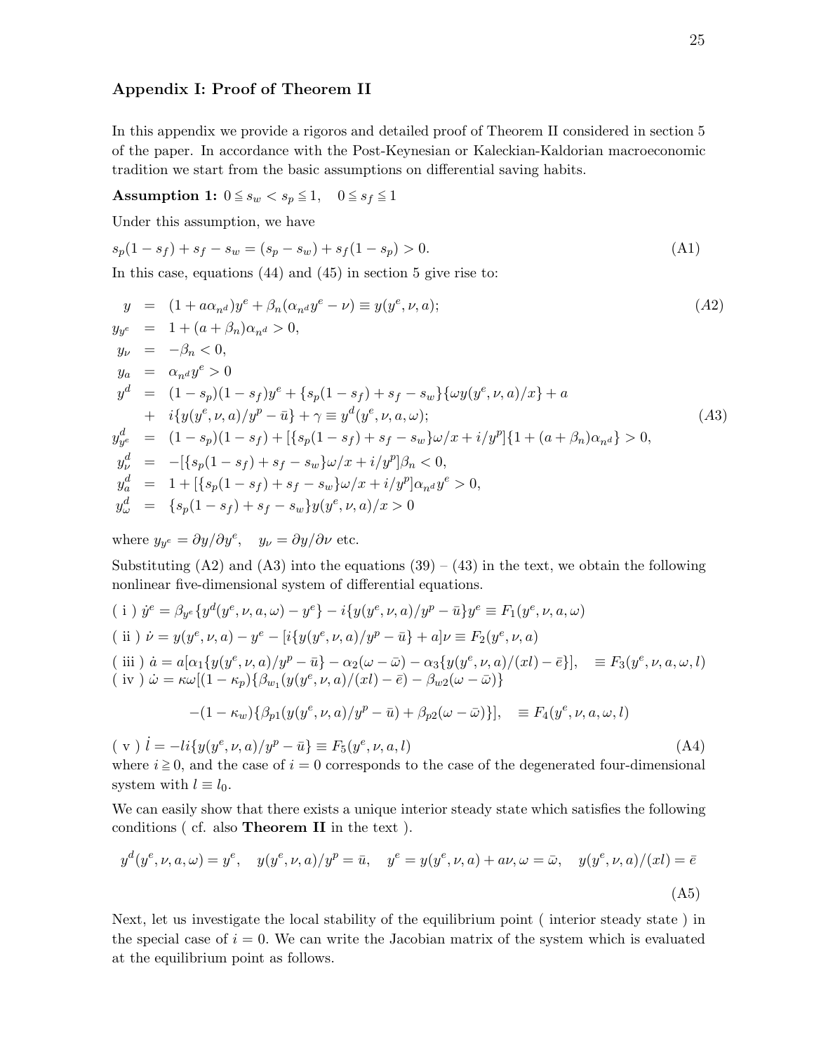## Appendix I: Proof of Theorem II

In this appendix we provide a rigoros and detailed proof of Theorem II considered in section 5 of the paper. In accordance with the Post-Keynesian or Kaleckian-Kaldorian macroeconomic tradition we start from the basic assumptions on differential saving habits.

**Assumption 1:** $0 \leqq s_w < s_p \leqq 1, \quad 0 \leqq s_f \leqq 1$

Under this assumption, we have

$$s_p(1-s_f) + s_f - s_w = (s_p - s_w) + s_f(1-s_p) > 0. \tag{A1}$$

In this case, equations (44) and (45) in section 5 give rise to:

$$
\begin{aligned}
y &= (1 + a\alpha_{n^d})y^e + \beta_n(\alpha_{n^d}y^e - \nu) \equiv y(y^e, \nu, a); && (A2)\\
y_{y^e} &= 1 + (a + \beta_n)\alpha_{n^d} > 0, \\
y_\nu &= -\beta_n < 0, \\
y_a &= \alpha_{n^d}y^e > 0 \\
y^d &= (1-s_p)(1-s_f)y^e + \{s_p(1-s_f) + s_f - s_w\}\{\omega y(y^e, \nu, a)/x\} + a \\
&+ \ i\{y(y^e, \nu, a)/y^p - \bar{u}\} + \gamma \equiv y^d(y^e, \nu, a, \omega); && (A3)\\
y^d_{y^e} &= (1-s_p)(1-s_f) + [\{s_p(1-s_f) + s_f - s_w\}\omega/x + i/y^p]\{1 + (a+\beta_n)\alpha_{n^d}\} > 0, \\
y^d_\nu &= -[\{s_p(1-s_f) + s_f - s_w\}\omega/x + i/y^p]\beta_n < 0, \\
y^d_a &= 1 + [\{s_p(1-s_f) + s_f - s_w\}\omega/x + i/y^p]\alpha_{n^d}y^e > 0, \\
y^d_\omega &= \{s_p(1-s_f) + s_f - s_w\}y(y^e, \nu, a)/x > 0
\end{aligned}
$$

where $y_{y^e} = \partial y/\partial y^e, \quad y_\nu = \partial y/\partial \nu$ etc.

Substituting (A2) and (A3) into the equations (39) – (43) in the text, we obtain the following nonlinear five-dimensional system of differential equations.

( i ) $\dot{y}^e = \beta_{y^e}\{y^d(y^e, \nu, a, \omega) - y^e\} - i\{y(y^e, \nu, a)/y^p - \bar{u}\}y^e \equiv F_1(y^e, \nu, a, \omega)$

( ii ) $\dot{\nu} = y(y^e, \nu, a) - y^e - [i\{y(y^e, \nu, a)/y^p - \bar{u}\} + a]\nu \equiv F_2(y^e, \nu, a)$

( iii ) $\dot{a} = a[\alpha_1\{y(y^e, \nu, a)/y^p - \bar{u}\} - \alpha_2(\omega - \bar{\omega}) - \alpha_3\{y(y^e, \nu, a)/(xl) - \bar{e}\}], \quad \equiv F_3(y^e, \nu, a, \omega, l)$

( iv ) $\dot{\omega} = \kappa\omega[(1-\kappa_p)\{\beta_{w_1}(y(y^e, \nu, a)/(xl) - \bar{e}) - \beta_{w2}(\omega - \bar{\omega})\}$

$$-(1-\kappa_w)\{\beta_{p1}(y(y^e, \nu, a)/y^p - \bar{u}) + \beta_{p2}(\omega - \bar{\omega})\}], \quad \equiv F_4(y^e, \nu, a, \omega, l)$$

( v ) $\dot{l} = -li\{y(y^e, \nu, a)/y^p - \bar{u}\} \equiv F_5(y^e, \nu, a, l)$ (A4)

where $i \geqq 0$, and the case of $i = 0$ corresponds to the case of the degenerated four-dimensional system with $l \equiv l_0$.

We can easily show that there exists a unique interior steady state which satisfies the following conditions ( cf. also **Theorem II** in the text ).

$$y^d(y^e, \nu, a, \omega) = y^e, \quad y(y^e, \nu, a)/y^p = \bar{u}, \quad y^e = y(y^e, \nu, a) + a\nu, \omega = \bar{\omega}, \quad y(y^e, \nu, a)/(xl) = \bar{e} \tag{A5}$$

Next, let us investigate the local stability of the equilibrium point ( interior steady state ) in the special case of $i = 0$. We can write the Jacobian matrix of the system which is evaluated at the equilibrium point as follows.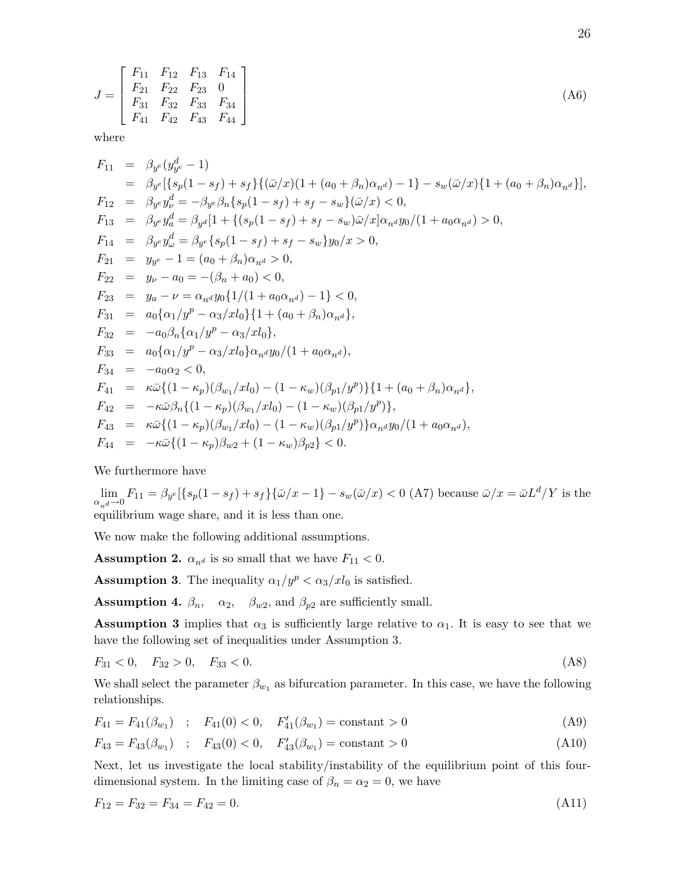$$J = \begin{bmatrix} F_{11} & F_{12} & F_{13} & F_{14} \\ F_{21} & F_{22} & F_{23} & 0 \\ F_{31} & F_{32} & F_{33} & F_{34} \\ F_{41} & F_{42} & F_{43} & F_{44} \end{bmatrix} \tag{A6}$$

where

$$\begin{aligned}
F_{11} &= \beta_{y^e}(y^d_{y^e} - 1) \\
&= \beta_{y^e}[\{s_p(1-s_f)+s_f\}\{(\bar{\omega}/x)(1+(a_0+\beta_n)\alpha_{n^d})-1\} - s_w(\bar{\omega}/x)\{1+(a_0+\beta_n)\alpha_{n^d}\}], \\
F_{12} &= \beta_{y^e} y^d_{\nu} = -\beta_{y^e}\beta_n\{s_p(1-s_f)+s_f-s_w\}(\bar{\omega}/x) < 0, \\
F_{13} &= \beta_{y^e} y^d_a = \beta_{y^d}[1+\{(s_p(1-s_f)+s_f-s_w)\bar{\omega}/x]\alpha_{n^d} y_0/(1+a_0\alpha_{n^d}) > 0, \\
F_{14} &= \beta_{y^e} y^d_{\omega} = \beta_{y^e}\{s_p(1-s_f)+s_f-s_w\}y_0/x > 0, \\
F_{21} &= y_{y^e} - 1 = (a_0+\beta_n)\alpha_{n^d} > 0, \\
F_{22} &= y_{\nu} - a_0 = -(\beta_n + a_0) < 0, \\
F_{23} &= y_a - \nu = \alpha_{n^d} y_0\{1/(1+a_0\alpha_{n^d}) - 1\} < 0, \\
F_{31} &= a_0\{\alpha_1/y^p - \alpha_3/xl_0\}\{1+(a_0+\beta_n)\alpha_{n^d}\}, \\
F_{32} &= -a_0\beta_n\{\alpha_1/y^p - \alpha_3/xl_0\}, \\
F_{33} &= a_0\{\alpha_1/y^p - \alpha_3/xl_0\}\alpha_{n^d} y_0/(1+a_0\alpha_{n^d}), \\
F_{34} &= -a_0\alpha_2 < 0, \\
F_{41} &= \kappa\bar{\omega}\{(1-\kappa_p)(\beta_{w_1}/xl_0) - (1-\kappa_w)(\beta_{p1}/y^p)\}\{1+(a_0+\beta_n)\alpha_{n^d}\}, \\
F_{42} &= -\kappa\bar{\omega}\beta_n\{(1-\kappa_p)(\beta_{w_1}/xl_0) - (1-\kappa_w)(\beta_{p1}/y^p)\}, \\
F_{43} &= \kappa\bar{\omega}\{(1-\kappa_p)(\beta_{w_1}/xl_0) - (1-\kappa_w)(\beta_{p1}/y^p)\}\alpha_{n^d} y_0/(1+a_0\alpha_{n^d}), \\
F_{44} &= -\kappa\bar{\omega}\{(1-\kappa_p)\beta_{w2} + (1-\kappa_w)\beta_{p2}\} < 0.
\end{aligned}$$

We furthermore have

$\lim_{\alpha_{n^d}\to 0} F_{11} = \beta_{y^e}[\{s_p(1-s_f)+s_f\}\{\bar{\omega}/x - 1\} - s_w(\bar{\omega}/x) < 0$ (A7) because $\bar{\omega}/x = \bar{\omega}L^d/Y$ is the equilibrium wage share, and it is less than one.

We now make the following additional assumptions.

**Assumption 2.** $\alpha_{n^d}$ is so small that we have $F_{11} < 0$.

**Assumption 3**. The inequality $\alpha_1/y^p < \alpha_3/xl_0$ is satisfied.

**Assumption 4.** $\beta_n$, $\alpha_2$, $\beta_{w2}$, and $\beta_{p2}$ are sufficiently small.

**Assumption 3** implies that $\alpha_3$ is sufficiently large relative to $\alpha_1$. It is easy to see that we have the following set of inequalities under Assumption 3.

$$F_{31} < 0, \quad F_{32} > 0, \quad F_{33} < 0. \tag{A8}$$

We shall select the parameter $\beta_{w_1}$ as bifurcation parameter. In this case, we have the following relationships.

$$F_{41} = F_{41}(\beta_{w_1}) \quad ; \quad F_{41}(0) < 0, \quad F'_{41}(\beta_{w_1}) = \text{constant} > 0 \tag{A9}$$

$$F_{43} = F_{43}(\beta_{w_1}) \quad ; \quad F_{43}(0) < 0, \quad F'_{43}(\beta_{w_1}) = \text{constant} > 0 \tag{A10}$$

Next, let us investigate the local stability/instability of the equilibrium point of this four-dimensional system. In the limiting case of $\beta_n = \alpha_2 = 0$, we have

$$F_{12} = F_{32} = F_{34} = F_{42} = 0. \tag{A11}$$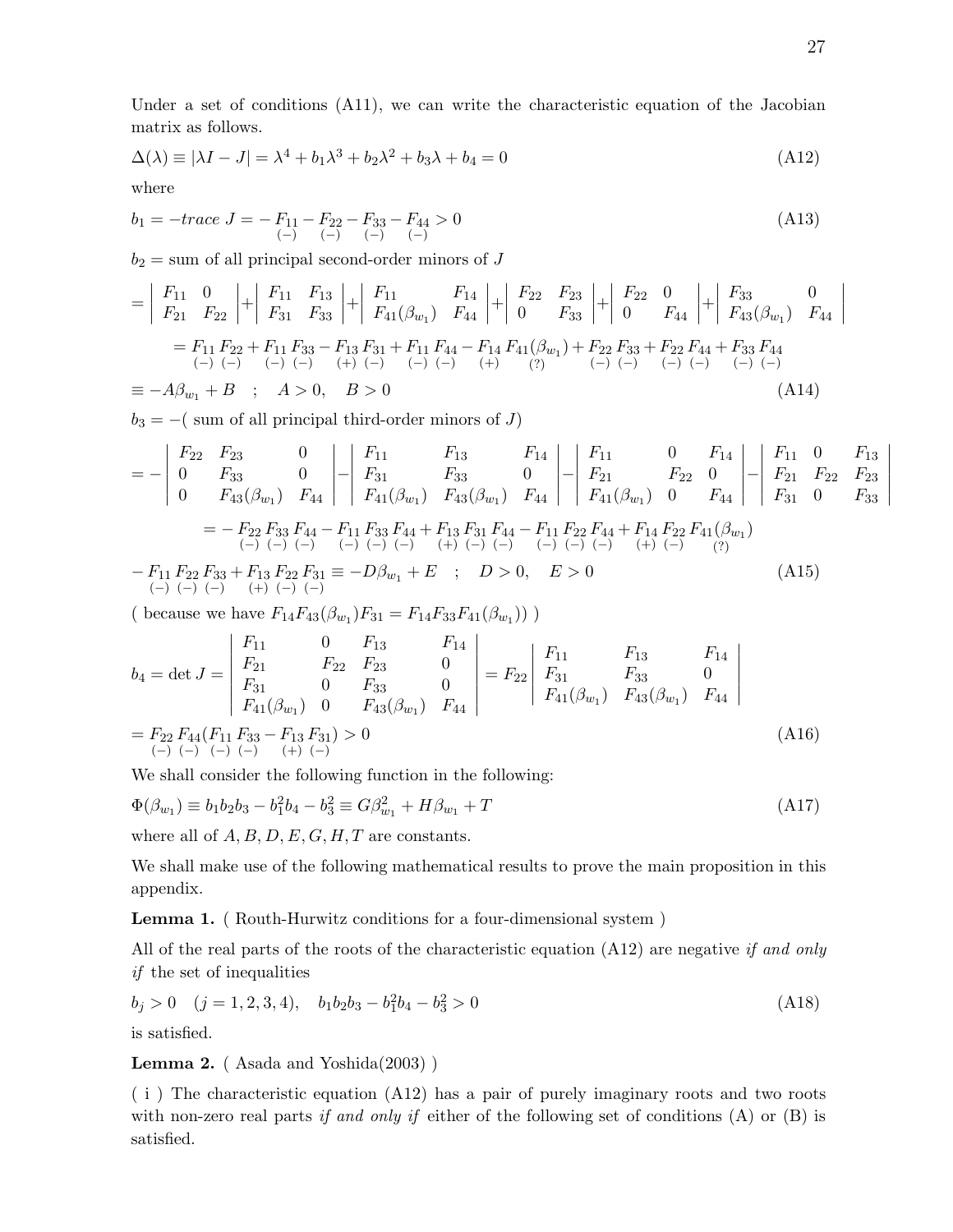Under a set of conditions (A11), we can write the characteristic equation of the Jacobian matrix as follows.

$$\Delta(\lambda) \equiv |\lambda I - J| = \lambda^4 + b_1\lambda^3 + b_2\lambda^2 + b_3\lambda + b_4 = 0 \tag{A12}$$

where

$$b_1 = -trace\ J = -\underset{(-)}{F_{11}} - \underset{(-)}{F_{22}} - \underset{(-)}{F_{33}} - \underset{(-)}{F_{44}} > 0 \tag{A13}$$

$b_2$ = sum of all principal second-order minors of $J$

$$= \begin{vmatrix} F_{11} & 0 \\ F_{21} & F_{22} \end{vmatrix} + \begin{vmatrix} F_{11} & F_{13} \\ F_{31} & F_{33} \end{vmatrix} + \begin{vmatrix} F_{11} & F_{14} \\ F_{41}(\beta_{w_1}) & F_{44} \end{vmatrix} + \begin{vmatrix} F_{22} & F_{23} \\ 0 & F_{33} \end{vmatrix} + \begin{vmatrix} F_{22} & 0 \\ 0 & F_{44} \end{vmatrix} + \begin{vmatrix} F_{33} & 0 \\ F_{43}(\beta_{w_1}) & F_{44} \end{vmatrix}$$

$$= \underset{(-)}{F_{11}}\,\underset{(-)}{F_{22}} + \underset{(-)}{F_{11}}\,\underset{(-)}{F_{33}} - \underset{(+)}{F_{13}}\,\underset{(-)}{F_{31}} + \underset{(-)}{F_{11}}\,\underset{(-)}{F_{44}} - \underset{(+)}{F_{14}}\,\underset{(?)}{F_{41}(\beta_{w_1})} + \underset{(-)}{F_{22}}\,\underset{(-)}{F_{33}} + \underset{(-)}{F_{22}}\,\underset{(-)}{F_{44}} + \underset{(-)}{F_{33}}\,\underset{(-)}{F_{44}}$$

$$\equiv -A\beta_{w_1} + B \quad ; \quad A > 0, \quad B > 0 \tag{A14}$$

$b_3 = -($ sum of all principal third-order minors of $J)$

$$= -\begin{vmatrix} F_{22} & F_{23} & 0 \\ 0 & F_{33} & 0 \\ 0 & F_{43}(\beta_{w_1}) & F_{44} \end{vmatrix} - \begin{vmatrix} F_{11} & F_{13} & F_{14} \\ F_{31} & F_{33} & 0 \\ F_{41}(\beta_{w_1}) & F_{43}(\beta_{w_1}) & F_{44} \end{vmatrix} - \begin{vmatrix} F_{11} & 0 & F_{14} \\ F_{21} & F_{22} & 0 \\ F_{41}(\beta_{w_1}) & 0 & F_{44} \end{vmatrix} - \begin{vmatrix} F_{11} & 0 & F_{13} \\ F_{21} & F_{22} & F_{23} \\ F_{31} & 0 & F_{33} \end{vmatrix}$$

$$= -\underset{(-)}{F_{22}}\,\underset{(-)}{F_{33}}\,\underset{(-)}{F_{44}} - \underset{(-)}{F_{11}}\,\underset{(-)}{F_{33}}\,\underset{(-)}{F_{44}} + \underset{(+)}{F_{13}}\,\underset{(-)}{F_{31}}\,\underset{(-)}{F_{44}} - \underset{(-)}{F_{11}}\,\underset{(-)}{F_{22}}\,\underset{(-)}{F_{44}} + \underset{(+)}{F_{14}}\,\underset{(-)}{F_{22}}\,\underset{(?)}{F_{41}(\beta_{w_1})}$$

$$-\underset{(-)}{F_{11}}\,\underset{(-)}{F_{22}}\,\underset{(-)}{F_{33}} + \underset{(+)}{F_{13}}\,\underset{(-)}{F_{22}}\,\underset{(-)}{F_{31}} \equiv -D\beta_{w_1} + E \quad ; \quad D > 0, \quad E > 0 \tag{A15}$$

( because we have $F_{14}F_{43}(\beta_{w_1})F_{31} = F_{14}F_{33}F_{41}(\beta_{w_1}))$ )

$$b_4 = \det J = \begin{vmatrix} F_{11} & 0 & F_{13} & F_{14} \\ F_{21} & F_{22} & F_{23} & 0 \\ F_{31} & 0 & F_{33} & 0 \\ F_{41}(\beta_{w_1}) & 0 & F_{43}(\beta_{w_1}) & F_{44} \end{vmatrix} = F_{22}\begin{vmatrix} F_{11} & F_{13} & F_{14} \\ F_{31} & F_{33} & 0 \\ F_{41}(\beta_{w_1}) & F_{43}(\beta_{w_1}) & F_{44} \end{vmatrix}$$

$$= \underset{(-)}{F_{22}}\,\underset{(-)}{F_{44}}(\underset{(-)}{F_{11}}\,\underset{(-)}{F_{33}} - \underset{(+)}{F_{13}}\,\underset{(-)}{F_{31}}) > 0 \tag{A16}$$

We shall consider the following function in the following:

$$\Phi(\beta_{w_1}) \equiv b_1b_2b_3 - b_1^2b_4 - b_3^2 \equiv G\beta_{w_1}^2 + H\beta_{w_1} + T \tag{A17}$$

where all of $A, B, D, E, G, H, T$ are constants.

We shall make use of the following mathematical results to prove the main proposition in this appendix.

**Lemma 1.** ( Routh-Hurwitz conditions for a four-dimensional system )

All of the real parts of the roots of the characteristic equation (A12) are negative *if and only if* the set of inequalities

$$b_j > 0 \quad (j = 1, 2, 3, 4), \quad b_1b_2b_3 - b_1^2b_4 - b_3^2 > 0 \tag{A18}$$

is satisfied.

**Lemma 2.** ( Asada and Yoshida(2003) )

( i ) The characteristic equation (A12) has a pair of purely imaginary roots and two roots with non-zero real parts *if and only if* either of the following set of conditions (A) or (B) is satisfied.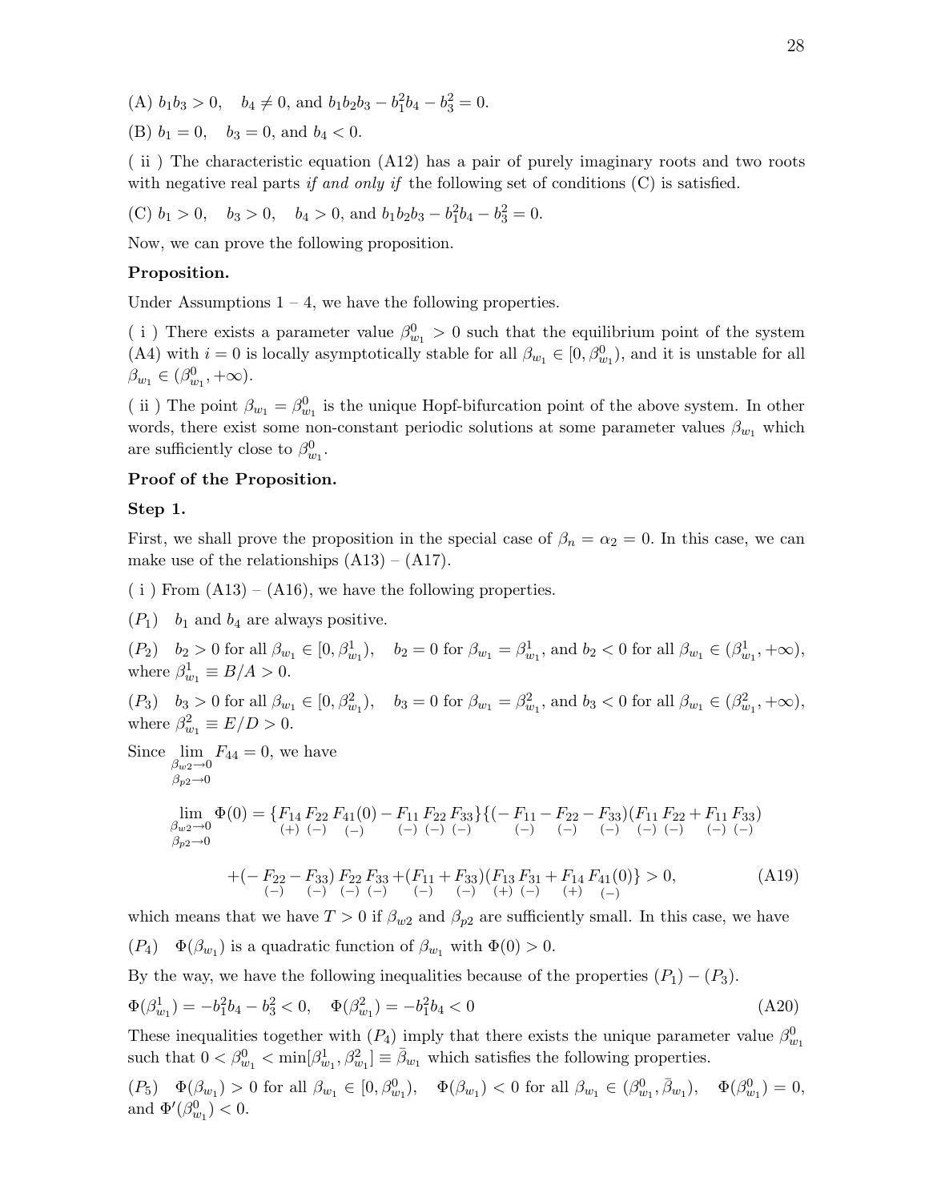(A) $b_1 b_3 > 0, \quad b_4 \neq 0$, and $b_1 b_2 b_3 - b_1^2 b_4 - b_3^2 = 0$.

(B) $b_1 = 0, \quad b_3 = 0$, and $b_4 < 0$.

( ii ) The characteristic equation (A12) has a pair of purely imaginary roots and two roots with negative real parts *if and only if* the following set of conditions (C) is satisfied.

(C) $b_1 > 0, \quad b_3 > 0, \quad b_4 > 0$, and $b_1 b_2 b_3 - b_1^2 b_4 - b_3^2 = 0$.

Now, we can prove the following proposition.

**Proposition.**

Under Assumptions 1 – 4, we have the following properties.

( i ) There exists a parameter value $\beta_{w_1}^0 > 0$ such that the equilibrium point of the system (A4) with $i = 0$ is locally asymptotically stable for all $\beta_{w_1} \in [0, \beta_{w_1}^0)$, and it is unstable for all $\beta_{w_1} \in (\beta_{w_1}^0, +\infty)$.

( ii ) The point $\beta_{w_1} = \beta_{w_1}^0$ is the unique Hopf-bifurcation point of the above system. In other words, there exist some non-constant periodic solutions at some parameter values $\beta_{w_1}$ which are sufficiently close to $\beta_{w_1}^0$.

**Proof of the Proposition.**

**Step 1.**

First, we shall prove the proposition in the special case of $\beta_n = \alpha_2 = 0$. In this case, we can make use of the relationships (A13) – (A17).

( i ) From (A13) – (A16), we have the following properties.

$(P_1)$ $\quad b_1$ and $b_4$ are always positive.

$(P_2)$ $\quad b_2 > 0$ for all $\beta_{w_1} \in [0, \beta_{w_1}^1), \quad b_2 = 0$ for $\beta_{w_1} = \beta_{w_1}^1$, and $b_2 < 0$ for all $\beta_{w_1} \in (\beta_{w_1}^1, +\infty)$, where $\beta_{w_1}^1 \equiv B/A > 0$.

$(P_3)$ $\quad b_3 > 0$ for all $\beta_{w_1} \in [0, \beta_{w_1}^2), \quad b_3 = 0$ for $\beta_{w_1} = \beta_{w_1}^2$, and $b_3 < 0$ for all $\beta_{w_1} \in (\beta_{w_1}^2, +\infty)$, where $\beta_{w_1}^2 \equiv E/D > 0$.

Since $\lim\limits_{\substack{\beta_{w2} \to 0 \\ \beta_{p2} \to 0}} F_{44} = 0$, we have

$$
\begin{aligned}
\lim_{\substack{\beta_{w2} \to 0 \\ \beta_{p2} \to 0}} \Phi(0) = \{&\underset{(+)}{F_{14}}\,\underset{(-)}{F_{22}}\,\underset{(-)}{F_{41}(0)} - \underset{(-)}{F_{11}}\,\underset{(-)}{F_{22}}\,\underset{(-)}{F_{33}}\}\{(-\underset{(-)}{F_{11}} - \underset{(-)}{F_{22}} - \underset{(-)}{F_{33}})(\underset{(-)}{F_{11}}\,\underset{(-)}{F_{22}} + \underset{(-)}{F_{11}}\,\underset{(-)}{F_{33}}) \\
&+ (-\underset{(-)}{F_{22}} - \underset{(-)}{F_{33}})\,\underset{(-)}{F_{22}}\,\underset{(-)}{F_{33}} + (\underset{(-)}{F_{11}} + \underset{(-)}{F_{33}})(\underset{(+)}{F_{13}}\,\underset{(-)}{F_{31}} + \underset{(+)}{F_{14}}\,\underset{(-)}{F_{41}(0)})\} > 0,
\end{aligned} \tag{A19}
$$

which means that we have $T > 0$ if $\beta_{w2}$ and $\beta_{p2}$ are sufficiently small. In this case, we have

$(P_4)$ $\quad \Phi(\beta_{w_1})$ is a quadratic function of $\beta_{w_1}$ with $\Phi(0) > 0$.

By the way, we have the following inequalities because of the properties $(P_1)$ – $(P_3)$.

$$
\Phi(\beta_{w_1}^1) = -b_1^2 b_4 - b_3^2 < 0, \quad \Phi(\beta_{w_1}^2) = -b_1^2 b_4 < 0 \tag{A20}
$$

These inequalities together with $(P_4)$ imply that there exists the unique parameter value $\beta_{w_1}^0$ such that $0 < \beta_{w_1}^0 < \min[\beta_{w_1}^1, \beta_{w_1}^2] \equiv \bar{\beta}_{w_1}$ which satisfies the following properties.

$(P_5)$ $\quad \Phi(\beta_{w_1}) > 0$ for all $\beta_{w_1} \in [0, \beta_{w_1}^0), \quad \Phi(\beta_{w_1}) < 0$ for all $\beta_{w_1} \in (\beta_{w_1}^0, \bar{\beta}_{w_1}), \quad \Phi(\beta_{w_1}^0) = 0$, and $\Phi'(\beta_{w_1}^0) < 0$.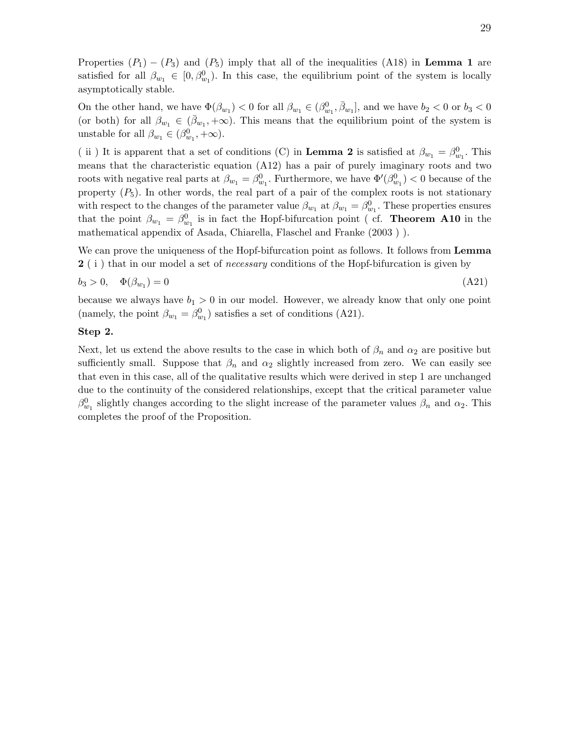Properties $(P_1) - (P_3)$ and $(P_5)$ imply that all of the inequalities (A18) in **Lemma 1** are satisfied for all $\beta_{w_1} \in [0, \beta^0_{w_1})$. In this case, the equilibrium point of the system is locally asymptotically stable.

On the other hand, we have $\Phi(\beta_{w_1}) < 0$ for all $\beta_{w_1} \in (\beta^0_{w_1}, \bar{\beta}_{w_1}]$, and we have $b_2 < 0$ or $b_3 < 0$ (or both) for all $\beta_{w_1} \in (\bar{\beta}_{w_1}, +\infty)$. This means that the equilibrium point of the system is unstable for all $\beta_{w_1} \in (\beta^0_{w_1}, +\infty)$.

( ii ) It is apparent that a set of conditions (C) in **Lemma 2** is satisfied at $\beta_{w_1} = \beta^0_{w_1}$. This means that the characteristic equation (A12) has a pair of purely imaginary roots and two roots with negative real parts at $\beta_{w_1} = \beta^0_{w_1}$. Furthermore, we have $\Phi'(\beta^0_{w_1}) < 0$ because of the property $(P_5)$. In other words, the real part of a pair of the complex roots is not stationary with respect to the changes of the parameter value $\beta_{w_1}$ at $\beta_{w_1} = \beta^0_{w_1}$. These properties ensures that the point $\beta_{w_1} = \beta^0_{w_1}$ is in fact the Hopf-bifurcation point ( cf. **Theorem A10** in the mathematical appendix of Asada, Chiarella, Flaschel and Franke (2003 ) ).

We can prove the uniqueness of the Hopf-bifurcation point as follows. It follows from **Lemma 2** ( i ) that in our model a set of *necessary* conditions of the Hopf-bifurcation is given by

$$b_3 > 0, \quad \Phi(\beta_{w_1}) = 0 \tag{A21}$$

because we always have $b_1 > 0$ in our model. However, we already know that only one point (namely, the point $\beta_{w_1} = \beta^0_{w_1}$) satisfies a set of conditions (A21).

**Step 2.**

Next, let us extend the above results to the case in which both of $\beta_n$ and $\alpha_2$ are positive but sufficiently small. Suppose that $\beta_n$ and $\alpha_2$ slightly increased from zero. We can easily see that even in this case, all of the qualitative results which were derived in step 1 are unchanged due to the continuity of the considered relationships, except that the critical parameter value $\beta^0_{w_1}$ slightly changes according to the slight increase of the parameter values $\beta_n$ and $\alpha_2$. This completes the proof of the Proposition.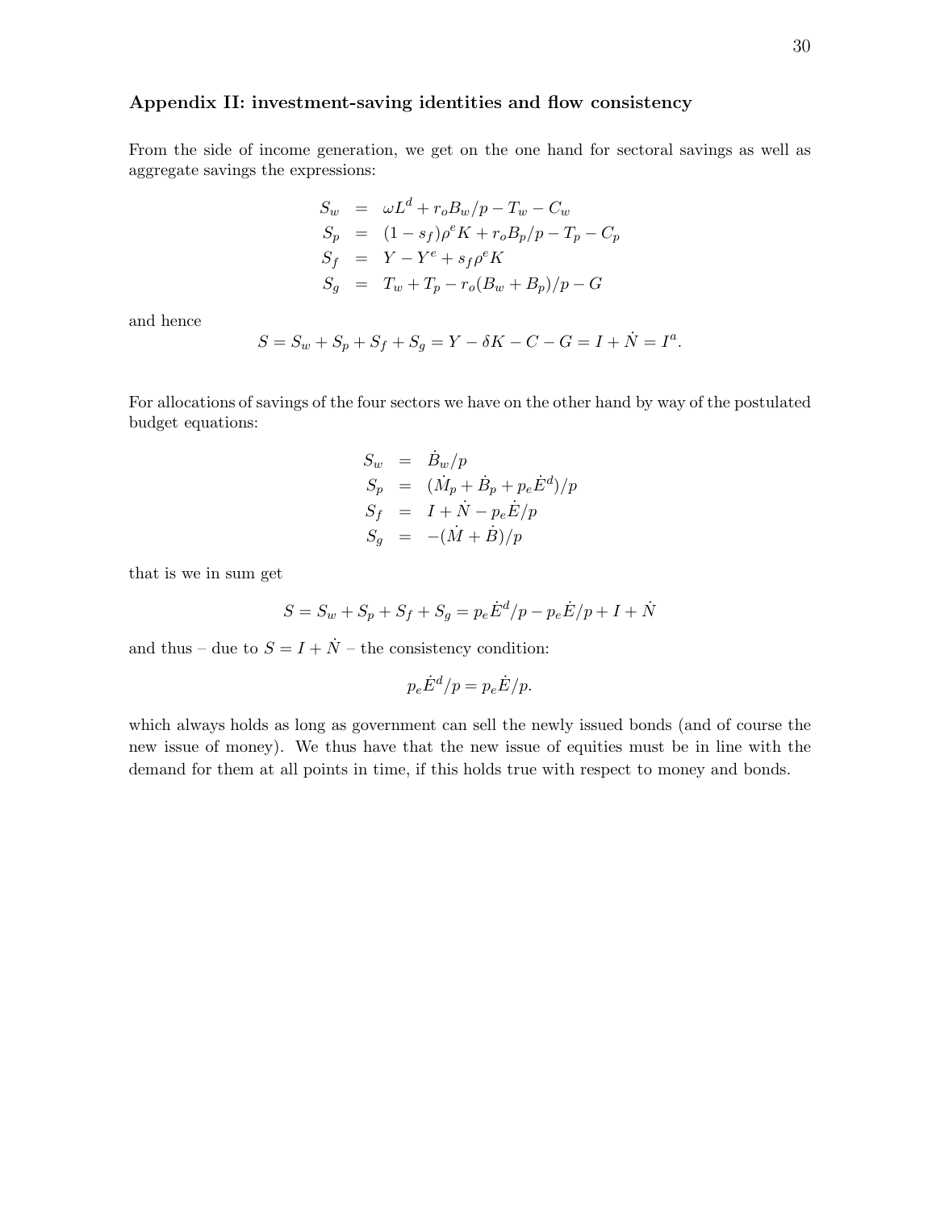### Appendix II: investment-saving identities and flow consistency

From the side of income generation, we get on the one hand for sectoral savings as well as aggregate savings the expressions:

$$
\begin{aligned}
S_w &= \omega L^d + r_o B_w/p - T_w - C_w \\
S_p &= (1-s_f)\rho^e K + r_o B_p/p - T_p - C_p \\
S_f &= Y - Y^e + s_f \rho^e K \\
S_g &= T_w + T_p - r_o(B_w + B_p)/p - G
\end{aligned}
$$

and hence

$$
S = S_w + S_p + S_f + S_g = Y - \delta K - C - G = I + \dot{N} = I^a.
$$

For allocations of savings of the four sectors we have on the other hand by way of the postulated budget equations:

$$
\begin{aligned}
S_w &= \dot{B}_w/p \\
S_p &= (\dot{M}_p + \dot{B}_p + p_e \dot{E}^d)/p \\
S_f &= I + \dot{N} - p_e \dot{E}/p \\
S_g &= -(\dot{M} + \dot{B})/p
\end{aligned}
$$

that is we in sum get

$$
S = S_w + S_p + S_f + S_g = p_e \dot{E}^d/p - p_e \dot{E}/p + I + \dot{N}
$$

and thus – due to $S = I + \dot{N}$ – the consistency condition:

$$
p_e \dot{E}^d/p = p_e \dot{E}/p.
$$

which always holds as long as government can sell the newly issued bonds (and of course the new issue of money). We thus have that the new issue of equities must be in line with the demand for them at all points in time, if this holds true with respect to money and bonds.